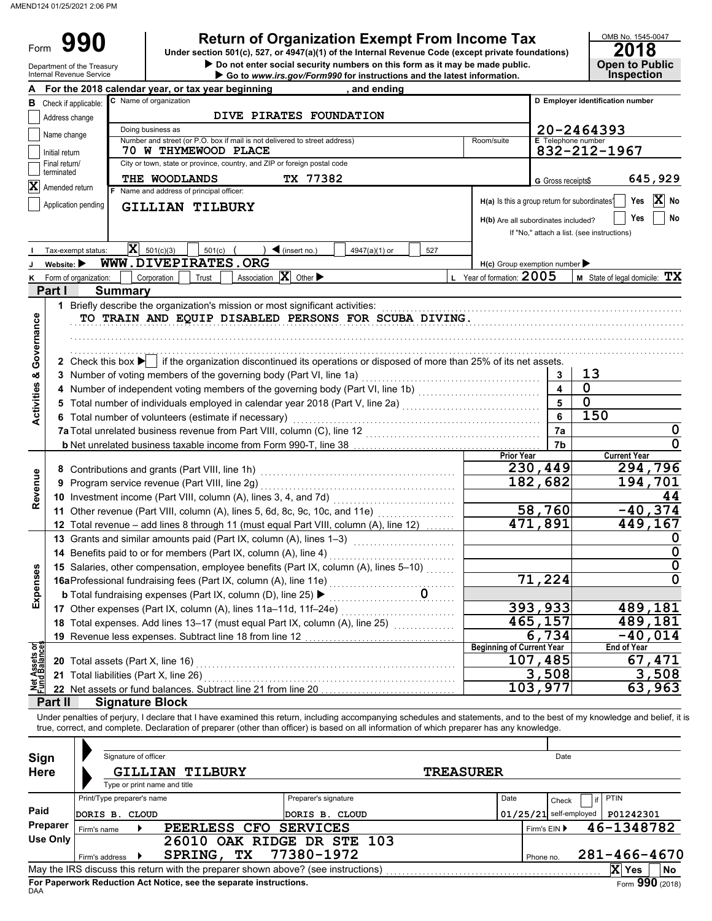AMEND124 01/25/2021 2:06 PM

# Form 990 — Return of Organization Exempt From Income Tax

Under section 501(c), 527, or 4947(a)(1) of the Internal Revenue Code (except private foundations)

▶ Do not enter social security numbers on this form as it may be made public.

▶ Go to *www.irs.gov/Form990* for instructions and the latest information.

Department of the Treasury
Internal Revenue Service

OMB No. 1545-0047 — **2018** — **Open to Public Inspection**

**A** For the 2018 calendar year, or tax year beginning , and ending

**B** Check if applicable:
- [ ] Address change
- [ ] Name change
- [ ] Initial return
- [ ] Final return/terminated
- [X] Amended return
- [ ] Application pending

**C** Name of organization: DIVE PIRATES FOUNDATION

Doing business as:

Number and street (or P.O. box if mail is not delivered to street address): 70 W THYMEWOOD PLACE — Room/suite:

City or town, state or province, country, and ZIP or foreign postal code: THE WOODLANDS TX 77382

**D** Employer identification number: 20-2464393

**E** Telephone number: 832-212-1967

**G** Gross receipts$ 645,929

**F** Name and address of principal officer: GILLIAN TILBURY

**H(a)** Is this a group return for subordinates? [ ] Yes [X] No

**H(b)** Are all subordinates included? [ ] Yes [ ] No — If "No," attach a list. (see instructions)

**H(c)** Group exemption number ▶

**I** Tax-exempt status: [X] 501(c)(3) [ ] 501(c) ( ) ◀ (insert no.) [ ] 4947(a)(1) or [ ] 527

**J** Website: ▶ WWW.DIVEPIRATES.ORG

**K** Form of organization: [ ] Corporation [ ] Trust [ ] Association [X] Other ▶

**L** Year of formation: 2005 — **M** State of legal domicile: TX

## Part I Summary

### Activities & Governance

1 Briefly describe the organization's mission or most significant activities:
TO TRAIN AND EQUIP DISABLED PERSONS FOR SCUBA DIVING.

2 Check this box ▶ [ ] if the organization discontinued its operations or disposed of more than 25% of its net assets.

| Line | Description | | Value |
|---|---|---|---|
| 3 | Number of voting members of the governing body (Part VI, line 1a) | 3 | 13 |
| 4 | Number of independent voting members of the governing body (Part VI, line 1b) | 4 | 0 |
| 5 | Total number of individuals employed in calendar year 2018 (Part V, line 2a) | 5 | 0 |
| 6 | Total number of volunteers (estimate if necessary) | 6 | 150 |
| 7a | Total unrelated business revenue from Part VIII, column (C), line 12 | 7a | 0 |
| b | Net unrelated business taxable income from Form 990-T, line 38 | 7b | 0 |

### Revenue / Expenses

| Line | Description | Prior Year | Current Year |
|---|---|---|---|
| 8 | Contributions and grants (Part VIII, line 1h) | 230,449 | 294,796 |
| 9 | Program service revenue (Part VIII, line 2g) | 182,682 | 194,701 |
| 10 | Investment income (Part VIII, column (A), lines 3, 4, and 7d) | | 44 |
| 11 | Other revenue (Part VIII, column (A), lines 5, 6d, 8c, 9c, 10c, and 11e) | 58,760 | -40,374 |
| 12 | Total revenue – add lines 8 through 11 (must equal Part VIII, column (A), line 12) | 471,891 | 449,167 |
| 13 | Grants and similar amounts paid (Part IX, column (A), lines 1–3) | | 0 |
| 14 | Benefits paid to or for members (Part IX, column (A), line 4) | | 0 |
| 15 | Salaries, other compensation, employee benefits (Part IX, column (A), lines 5–10) | | 0 |
| 16a | Professional fundraising fees (Part IX, column (A), line 11e) | 71,224 | 0 |
| b | Total fundraising expenses (Part IX, column (D), line 25) ▶ 0 | | |
| 17 | Other expenses (Part IX, column (A), lines 11a–11d, 11f–24e) | 393,933 | 489,181 |
| 18 | Total expenses. Add lines 13–17 (must equal Part IX, column (A), line 25) | 465,157 | 489,181 |
| 19 | Revenue less expenses. Subtract line 18 from line 12 | 6,734 | -40,014 |

### Net Assets or Fund Balances

| Line | Description | Beginning of Current Year | End of Year |
|---|---|---|---|
| 20 | Total assets (Part X, line 16) | 107,485 | 67,471 |
| 21 | Total liabilities (Part X, line 26) | 3,508 | 3,508 |
| 22 | Net assets or fund balances. Subtract line 21 from line 20 | 103,977 | 63,963 |

## Part II Signature Block

Under penalties of perjury, I declare that I have examined this return, including accompanying schedules and statements, and to the best of my knowledge and belief, it is true, correct, and complete. Declaration of preparer (other than officer) is based on all information of which preparer has any knowledge.

**Sign Here**

Signature of officer — Date

GILLIAN TILBURY — TREASURER
Type or print name and title

**Paid Preparer Use Only**

| Print/Type preparer's name | Preparer's signature | Date | Check if self-employed | PTIN |
|---|---|---|---|---|
| DORIS B. CLOUD | DORIS B. CLOUD | 01/25/21 | | P01242301 |

Firm's name ▶ PEERLESS CFO SERVICES — Firm's EIN ▶ 46-1348782

Firm's address ▶ 26010 OAK RIDGE DR STE 103, SPRING, TX 77380-1972 — Phone no. 281-466-4670

May the IRS discuss this return with the preparer shown above? (see instructions) [X] Yes [ ] No

**For Paperwork Reduction Act Notice, see the separate instructions.**

DAA — Form **990** (2018)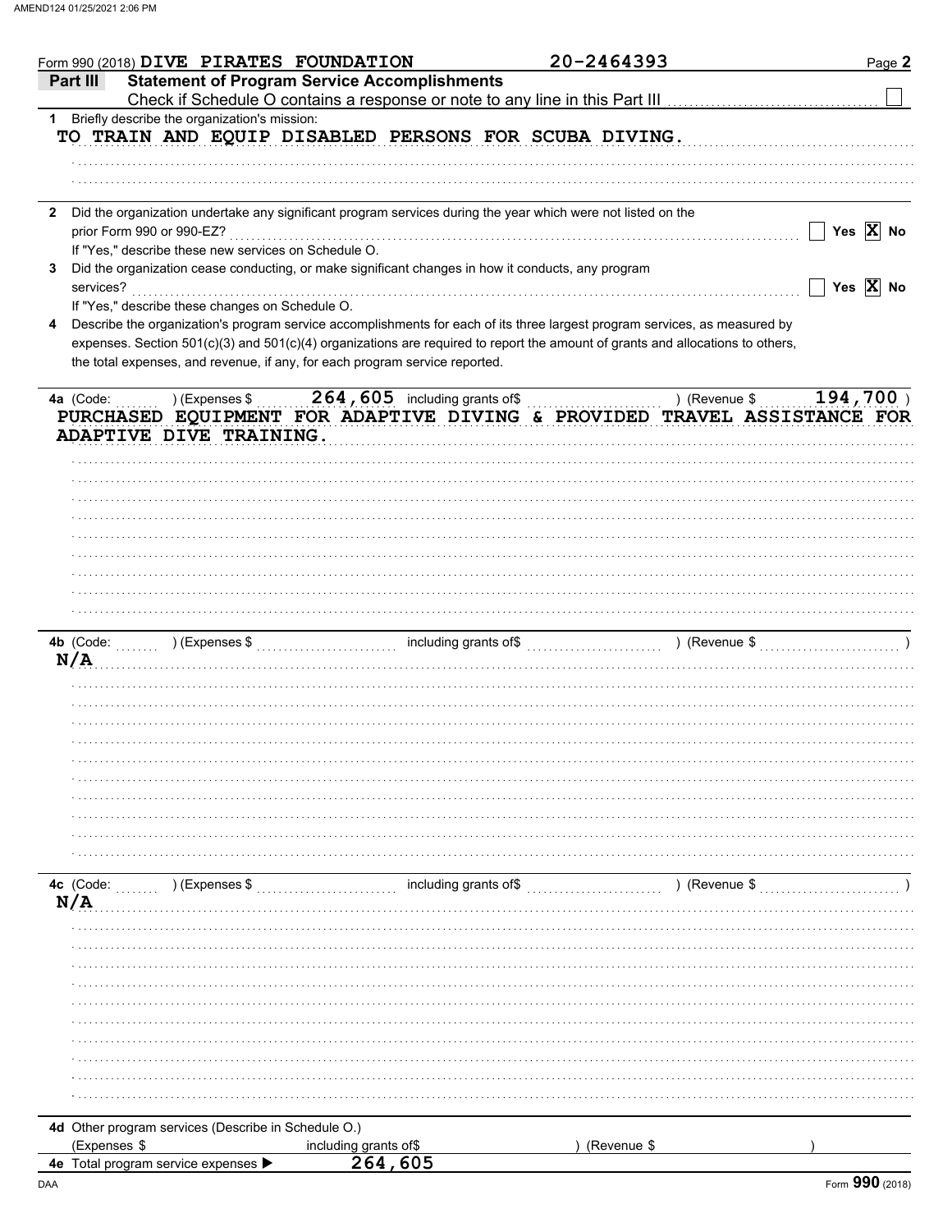Form 990 (2018) DIVE PIRATES FOUNDATION 20-2464393 Page **2**

## Part III Statement of Program Service Accomplishments

Check if Schedule O contains a response or note to any line in this Part III ☐

**1** Briefly describe the organization's mission:

TO TRAIN AND EQUIP DISABLED PERSONS FOR SCUBA DIVING.

**2** Did the organization undertake any significant program services during the year which were not listed on the prior Form 990 or 990-EZ? ☐ Yes ☒ No

If "Yes," describe these new services on Schedule O.

**3** Did the organization cease conducting, or make significant changes in how it conducts, any program services? ☐ Yes ☒ No

If "Yes," describe these changes on Schedule O.

**4** Describe the organization's program service accomplishments for each of its three largest program services, as measured by expenses. Section 501(c)(3) and 501(c)(4) organizations are required to report the amount of grants and allocations to others, the total expenses, and revenue, if any, for each program service reported.

**4a** (Code: ) (Expenses $ 264,605 including grants of$ ) (Revenue $ 194,700 )

PURCHASED EQUIPMENT FOR ADAPTIVE DIVING & PROVIDED TRAVEL ASSISTANCE FOR ADAPTIVE DIVE TRAINING.

**4b** (Code: ) (Expenses $ including grants of$ ) (Revenue $ )

N/A

**4c** (Code: ) (Expenses $ including grants of$ ) (Revenue $ )

N/A

**4d** Other program services (Describe in Schedule O.)

(Expenses $ including grants of$ ) (Revenue $ )

**4e** Total program service expenses ▶ 264,605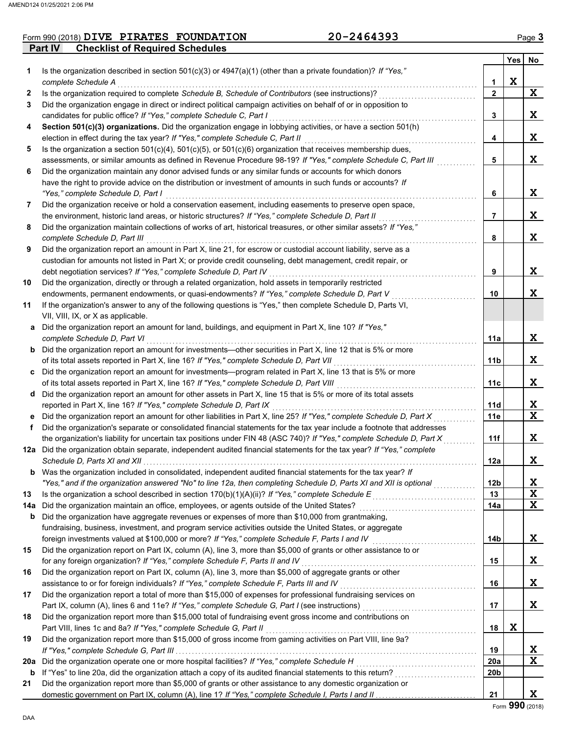Form 990 (2018) **DIVE PIRATES FOUNDATION** **20-2464393** Page **3**

## Part IV Checklist of Required Schedules

| | | | Yes | No |
|---|---|---|---|---|
| **1** | Is the organization described in section 501(c)(3) or 4947(a)(1) (other than a private foundation)? *If "Yes," complete Schedule A* | **1** | X | |
| **2** | Is the organization required to complete *Schedule B, Schedule of Contributors* (see instructions)? | **2** | | X |
| **3** | Did the organization engage in direct or indirect political campaign activities on behalf of or in opposition to candidates for public office? *If "Yes," complete Schedule C, Part I* | **3** | | X |
| **4** | **Section 501(c)(3) organizations.** Did the organization engage in lobbying activities, or have a section 501(h) election in effect during the tax year? *If "Yes," complete Schedule C, Part II* | **4** | | X |
| **5** | Is the organization a section 501(c)(4), 501(c)(5), or 501(c)(6) organization that receives membership dues, assessments, or similar amounts as defined in Revenue Procedure 98-19? *If "Yes," complete Schedule C, Part III* | **5** | | X |
| **6** | Did the organization maintain any donor advised funds or any similar funds or accounts for which donors have the right to provide advice on the distribution or investment of amounts in such funds or accounts? *If "Yes," complete Schedule D, Part I* | **6** | | X |
| **7** | Did the organization receive or hold a conservation easement, including easements to preserve open space, the environment, historic land areas, or historic structures? *If "Yes," complete Schedule D, Part II* | **7** | | X |
| **8** | Did the organization maintain collections of works of art, historical treasures, or other similar assets? *If "Yes," complete Schedule D, Part III* | **8** | | X |
| **9** | Did the organization report an amount in Part X, line 21, for escrow or custodial account liability, serve as a custodian for amounts not listed in Part X; or provide credit counseling, debt management, credit repair, or debt negotiation services? *If "Yes," complete Schedule D, Part IV* | **9** | | X |
| **10** | Did the organization, directly or through a related organization, hold assets in temporarily restricted endowments, permanent endowments, or quasi-endowments? *If "Yes," complete Schedule D, Part V* | **10** | | X |
| **11** | If the organization's answer to any of the following questions is "Yes," then complete Schedule D, Parts VI, VII, VIII, IX, or X as applicable. | | | |
| **a** | Did the organization report an amount for land, buildings, and equipment in Part X, line 10? *If "Yes," complete Schedule D, Part VI* | **11a** | | X |
| **b** | Did the organization report an amount for investments—other securities in Part X, line 12 that is 5% or more of its total assets reported in Part X, line 16? *If "Yes," complete Schedule D, Part VII* | **11b** | | X |
| **c** | Did the organization report an amount for investments—program related in Part X, line 13 that is 5% or more of its total assets reported in Part X, line 16? *If "Yes," complete Schedule D, Part VIII* | **11c** | | X |
| **d** | Did the organization report an amount for other assets in Part X, line 15 that is 5% or more of its total assets reported in Part X, line 16? *If "Yes," complete Schedule D, Part IX* | **11d** | | X |
| **e** | Did the organization report an amount for other liabilities in Part X, line 25? *If "Yes," complete Schedule D, Part X* | **11e** | | X |
| **f** | Did the organization's separate or consolidated financial statements for the tax year include a footnote that addresses the organization's liability for uncertain tax positions under FIN 48 (ASC 740)? *If "Yes," complete Schedule D, Part X* | **11f** | | X |
| **12a** | Did the organization obtain separate, independent audited financial statements for the tax year? *If "Yes," complete Schedule D, Parts XI and XII* | **12a** | | X |
| **b** | Was the organization included in consolidated, independent audited financial statements for the tax year? *If "Yes," and if the organization answered "No" to line 12a, then completing Schedule D, Parts XI and XII is optional* | **12b** | | X |
| **13** | Is the organization a school described in section 170(b)(1)(A)(ii)? *If "Yes," complete Schedule E* | **13** | | X |
| **14a** | Did the organization maintain an office, employees, or agents outside of the United States? | **14a** | | X |
| **b** | Did the organization have aggregate revenues or expenses of more than $10,000 from grantmaking, fundraising, business, investment, and program service activities outside the United States, or aggregate foreign investments valued at $100,000 or more? *If "Yes," complete Schedule F, Parts I and IV* | **14b** | | X |
| **15** | Did the organization report on Part IX, column (A), line 3, more than $5,000 of grants or other assistance to or for any foreign organization? *If "Yes," complete Schedule F, Parts II and IV* | **15** | | X |
| **16** | Did the organization report on Part IX, column (A), line 3, more than $5,000 of aggregate grants or other assistance to or for foreign individuals? *If "Yes," complete Schedule F, Parts III and IV* | **16** | | X |
| **17** | Did the organization report a total of more than $15,000 of expenses for professional fundraising services on Part IX, column (A), lines 6 and 11e? *If "Yes," complete Schedule G, Part I* (see instructions) | **17** | | X |
| **18** | Did the organization report more than $15,000 total of fundraising event gross income and contributions on Part VIII, lines 1c and 8a? *If "Yes," complete Schedule G, Part II* | **18** | X | |
| **19** | Did the organization report more than $15,000 of gross income from gaming activities on Part VIII, line 9a? *If "Yes," complete Schedule G, Part III* | **19** | | X |
| **20a** | Did the organization operate one or more hospital facilities? *If "Yes," complete Schedule H* | **20a** | | X |
| **b** | If "Yes" to line 20a, did the organization attach a copy of its audited financial statements to this return? | **20b** | | |
| **21** | Did the organization report more than $5,000 of grants or other assistance to any domestic organization or domestic government on Part IX, column (A), line 1? *If "Yes," complete Schedule I, Parts I and II* | **21** | | X |

Form **990** (2018)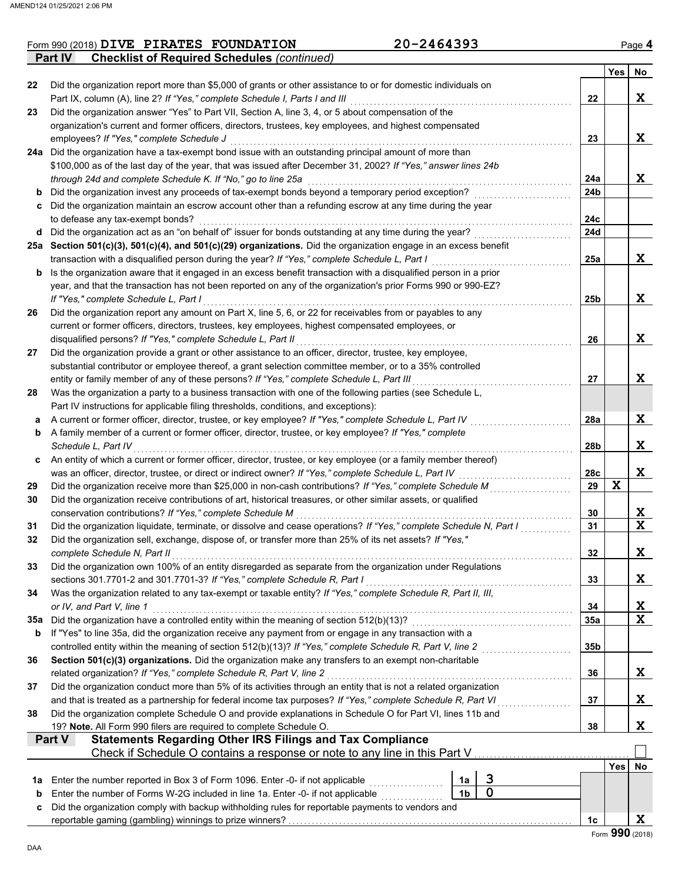Form 990 (2018) **DIVE PIRATES FOUNDATION** **20-2464393** Page 4

**Part IV Checklist of Required Schedules** *(continued)*

| | | | Yes | No |
|---|---|---|---|---|
| 22 | Did the organization report more than $5,000 of grants or other assistance to or for domestic individuals on Part IX, column (A), line 2? *If "Yes," complete Schedule I, Parts I and III* | 22 | | X |
| 23 | Did the organization answer "Yes" to Part VII, Section A, line 3, 4, or 5 about compensation of the organization's current and former officers, directors, trustees, key employees, and highest compensated employees? *If "Yes," complete Schedule J* | 23 | | X |
| 24a | Did the organization have a tax-exempt bond issue with an outstanding principal amount of more than $100,000 as of the last day of the year, that was issued after December 31, 2002? *If "Yes," answer lines 24b through 24d and complete Schedule K. If "No," go to line 25a* | 24a | | X |
| b | Did the organization invest any proceeds of tax-exempt bonds beyond a temporary period exception? | 24b | | |
| c | Did the organization maintain an escrow account other than a refunding escrow at any time during the year to defease any tax-exempt bonds? | 24c | | |
| d | Did the organization act as an "on behalf of" issuer for bonds outstanding at any time during the year? | 24d | | |
| 25a | **Section 501(c)(3), 501(c)(4), and 501(c)(29) organizations.** Did the organization engage in an excess benefit transaction with a disqualified person during the year? *If "Yes," complete Schedule L, Part I* | 25a | | X |
| b | Is the organization aware that it engaged in an excess benefit transaction with a disqualified person in a prior year, and that the transaction has not been reported on any of the organization's prior Forms 990 or 990-EZ? *If "Yes," complete Schedule L, Part I* | 25b | | X |
| 26 | Did the organization report any amount on Part X, line 5, 6, or 22 for receivables from or payables to any current or former officers, directors, trustees, key employees, highest compensated employees, or disqualified persons? *If "Yes," complete Schedule L, Part II* | 26 | | X |
| 27 | Did the organization provide a grant or other assistance to an officer, director, trustee, key employee, substantial contributor or employee thereof, a grant selection committee member, or to a 35% controlled entity or family member of any of these persons? *If "Yes," complete Schedule L, Part III* | 27 | | X |
| 28 | Was the organization a party to a business transaction with one of the following parties (see Schedule L, Part IV instructions for applicable filing thresholds, conditions, and exceptions): | | | |
| a | A current or former officer, director, trustee, or key employee? *If "Yes," complete Schedule L, Part IV* | 28a | | X |
| b | A family member of a current or former officer, director, trustee, or key employee? *If "Yes," complete Schedule L, Part IV* | 28b | | X |
| c | An entity of which a current or former officer, director, trustee, or key employee (or a family member thereof) was an officer, director, trustee, or direct or indirect owner? *If "Yes," complete Schedule L, Part IV* | 28c | | X |
| 29 | Did the organization receive more than $25,000 in non-cash contributions? *If "Yes," complete Schedule M* | 29 | X | |
| 30 | Did the organization receive contributions of art, historical treasures, or other similar assets, or qualified conservation contributions? *If "Yes," complete Schedule M* | 30 | | X |
| 31 | Did the organization liquidate, terminate, or dissolve and cease operations? *If "Yes," complete Schedule N, Part I* | 31 | | X |
| 32 | Did the organization sell, exchange, dispose of, or transfer more than 25% of its net assets? *If "Yes," complete Schedule N, Part II* | 32 | | X |
| 33 | Did the organization own 100% of an entity disregarded as separate from the organization under Regulations sections 301.7701-2 and 301.7701-3? *If "Yes," complete Schedule R, Part I* | 33 | | X |
| 34 | Was the organization related to any tax-exempt or taxable entity? *If "Yes," complete Schedule R, Part II, III, or IV, and Part V, line 1* | 34 | | X |
| 35a | Did the organization have a controlled entity within the meaning of section 512(b)(13)? | 35a | | X |
| b | If "Yes" to line 35a, did the organization receive any payment from or engage in any transaction with a controlled entity within the meaning of section 512(b)(13)? *If "Yes," complete Schedule R, Part V, line 2* | 35b | | |
| 36 | **Section 501(c)(3) organizations.** Did the organization make any transfers to an exempt non-charitable related organization? *If "Yes," complete Schedule R, Part V, line 2* | 36 | | X |
| 37 | Did the organization conduct more than 5% of its activities through an entity that is not a related organization and that is treated as a partnership for federal income tax purposes? *If "Yes," complete Schedule R, Part VI* | 37 | | X |
| 38 | Did the organization complete Schedule O and provide explanations in Schedule O for Part VI, lines 11b and 19? **Note.** All Form 990 filers are required to complete Schedule O. | 38 | | X |

**Part V Statements Regarding Other IRS Filings and Tax Compliance**

Check if Schedule O contains a response or note to any line in this Part V ☐

| | | | | Yes | No |
|---|---|---|---|---|---|
| 1a | Enter the number reported in Box 3 of Form 1096. Enter -0- if not applicable | 1a | 3 | | |
| b | Enter the number of Forms W-2G included in line 1a. Enter -0- if not applicable | 1b | 0 | | |
| c | Did the organization comply with backup withholding rules for reportable payments to vendors and reportable gaming (gambling) winnings to prize winners? | 1c | | | X |

Form **990** (2018)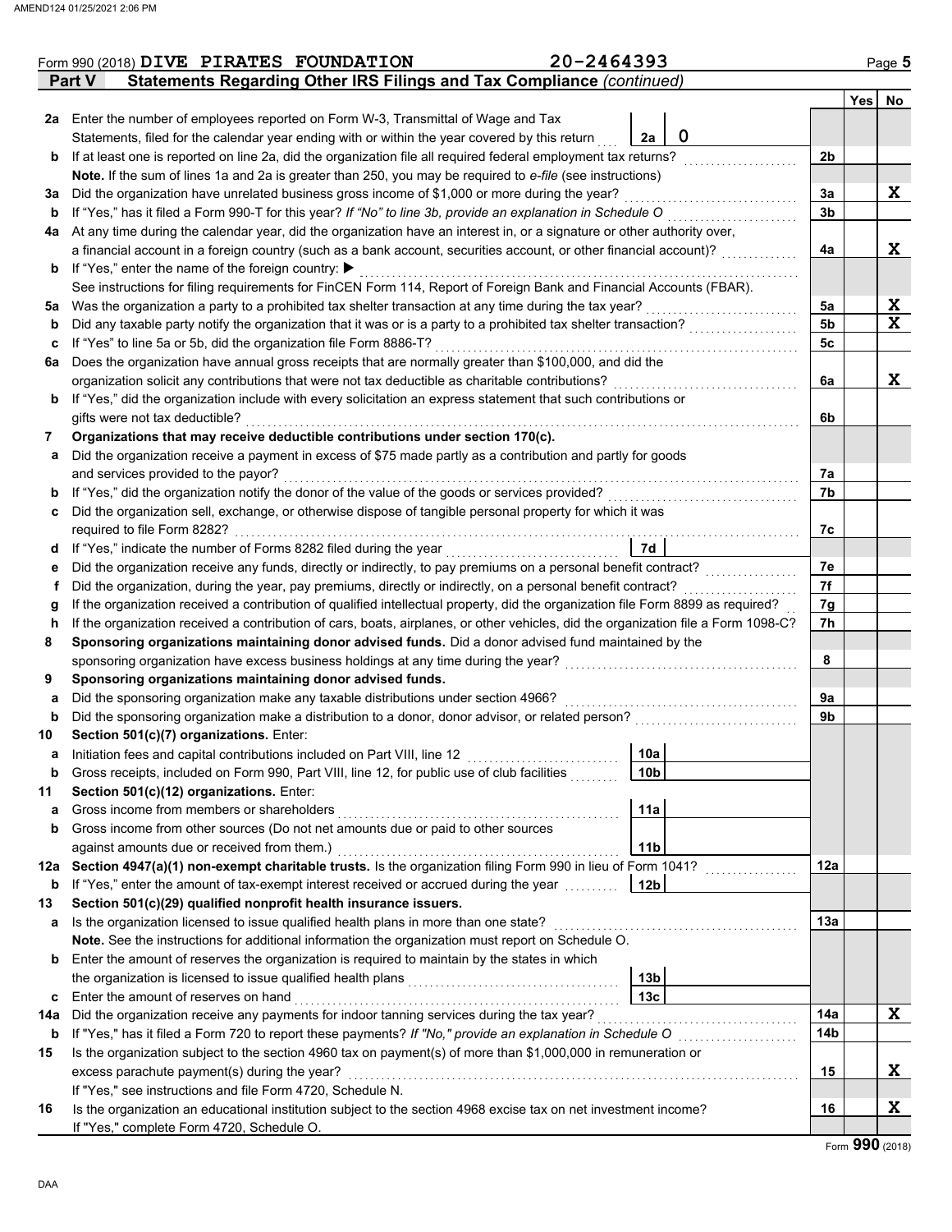Form 990 (2018) DIVE PIRATES FOUNDATION 20-2464393 Page 5

## Part V Statements Regarding Other IRS Filings and Tax Compliance *(continued)*

| | | | | Yes | No |
|---|---|---|---|---|---|
| **2a** | Enter the number of employees reported on Form W-3, Transmittal of Wage and Tax Statements, filed for the calendar year ending with or within the year covered by this return | 2a: 0 | | | |
| **b** | If at least one is reported on line 2a, did the organization file all required federal employment tax returns? | | 2b | | |
| | **Note.** If the sum of lines 1a and 2a is greater than 250, you may be required to *e-file* (see instructions) | | | | |
| **3a** | Did the organization have unrelated business gross income of $1,000 or more during the year? | | 3a | | X |
| **b** | If "Yes," has it filed a Form 990-T for this year? *If "No" to line 3b, provide an explanation in Schedule O* | | 3b | | |
| **4a** | At any time during the calendar year, did the organization have an interest in, or a signature or other authority over, a financial account in a foreign country (such as a bank account, securities account, or other financial account)? | | 4a | | X |
| **b** | If "Yes," enter the name of the foreign country: ▶ | | | | |
| | See instructions for filing requirements for FinCEN Form 114, Report of Foreign Bank and Financial Accounts (FBAR). | | | | |
| **5a** | Was the organization a party to a prohibited tax shelter transaction at any time during the tax year? | | 5a | | X |
| **b** | Did any taxable party notify the organization that it was or is a party to a prohibited tax shelter transaction? | | 5b | | X |
| **c** | If "Yes" to line 5a or 5b, did the organization file Form 8886-T? | | 5c | | |
| **6a** | Does the organization have annual gross receipts that are normally greater than $100,000, and did the organization solicit any contributions that were not tax deductible as charitable contributions? | | 6a | | X |
| **b** | If "Yes," did the organization include with every solicitation an express statement that such contributions or gifts were not tax deductible? | | 6b | | |
| **7** | **Organizations that may receive deductible contributions under section 170(c).** | | | | |
| **a** | Did the organization receive a payment in excess of $75 made partly as a contribution and partly for goods and services provided to the payor? | | 7a | | |
| **b** | If "Yes," did the organization notify the donor of the value of the goods or services provided? | | 7b | | |
| **c** | Did the organization sell, exchange, or otherwise dispose of tangible personal property for which it was required to file Form 8282? | | 7c | | |
| **d** | If "Yes," indicate the number of Forms 8282 filed during the year | 7d | | | |
| **e** | Did the organization receive any funds, directly or indirectly, to pay premiums on a personal benefit contract? | | 7e | | |
| **f** | Did the organization, during the year, pay premiums, directly or indirectly, on a personal benefit contract? | | 7f | | |
| **g** | If the organization received a contribution of qualified intellectual property, did the organization file Form 8899 as required? | | 7g | | |
| **h** | If the organization received a contribution of cars, boats, airplanes, or other vehicles, did the organization file a Form 1098-C? | | 7h | | |
| **8** | **Sponsoring organizations maintaining donor advised funds.** Did a donor advised fund maintained by the sponsoring organization have excess business holdings at any time during the year? | | 8 | | |
| **9** | **Sponsoring organizations maintaining donor advised funds.** | | | | |
| **a** | Did the sponsoring organization make any taxable distributions under section 4966? | | 9a | | |
| **b** | Did the sponsoring organization make a distribution to a donor, donor advisor, or related person? | | 9b | | |
| **10** | **Section 501(c)(7) organizations.** Enter: | | | | |
| **a** | Initiation fees and capital contributions included on Part VIII, line 12 | 10a | | | |
| **b** | Gross receipts, included on Form 990, Part VIII, line 12, for public use of club facilities | 10b | | | |
| **11** | **Section 501(c)(12) organizations.** Enter: | | | | |
| **a** | Gross income from members or shareholders | 11a | | | |
| **b** | Gross income from other sources (Do not net amounts due or paid to other sources against amounts due or received from them.) | 11b | | | |
| **12a** | **Section 4947(a)(1) non-exempt charitable trusts.** Is the organization filing Form 990 in lieu of Form 1041? | | 12a | | |
| **b** | If "Yes," enter the amount of tax-exempt interest received or accrued during the year | 12b | | | |
| **13** | **Section 501(c)(29) qualified nonprofit health insurance issuers.** | | | | |
| **a** | Is the organization licensed to issue qualified health plans in more than one state? | | 13a | | |
| | **Note.** See the instructions for additional information the organization must report on Schedule O. | | | | |
| **b** | Enter the amount of reserves the organization is required to maintain by the states in which the organization is licensed to issue qualified health plans | 13b | | | |
| **c** | Enter the amount of reserves on hand | 13c | | | |
| **14a** | Did the organization receive any payments for indoor tanning services during the tax year? | | 14a | | X |
| **b** | If "Yes," has it filed a Form 720 to report these payments? *If "No," provide an explanation in Schedule O* | | 14b | | |
| **15** | Is the organization subject to the section 4960 tax on payment(s) of more than $1,000,000 in remuneration or excess parachute payment(s) during the year? | | 15 | | X |
| | If "Yes," see instructions and file Form 4720, Schedule N. | | | | |
| **16** | Is the organization an educational institution subject to the section 4968 excise tax on net investment income? | | 16 | | X |
| | If "Yes," complete Form 4720, Schedule O. | | | | |

Form **990** (2018)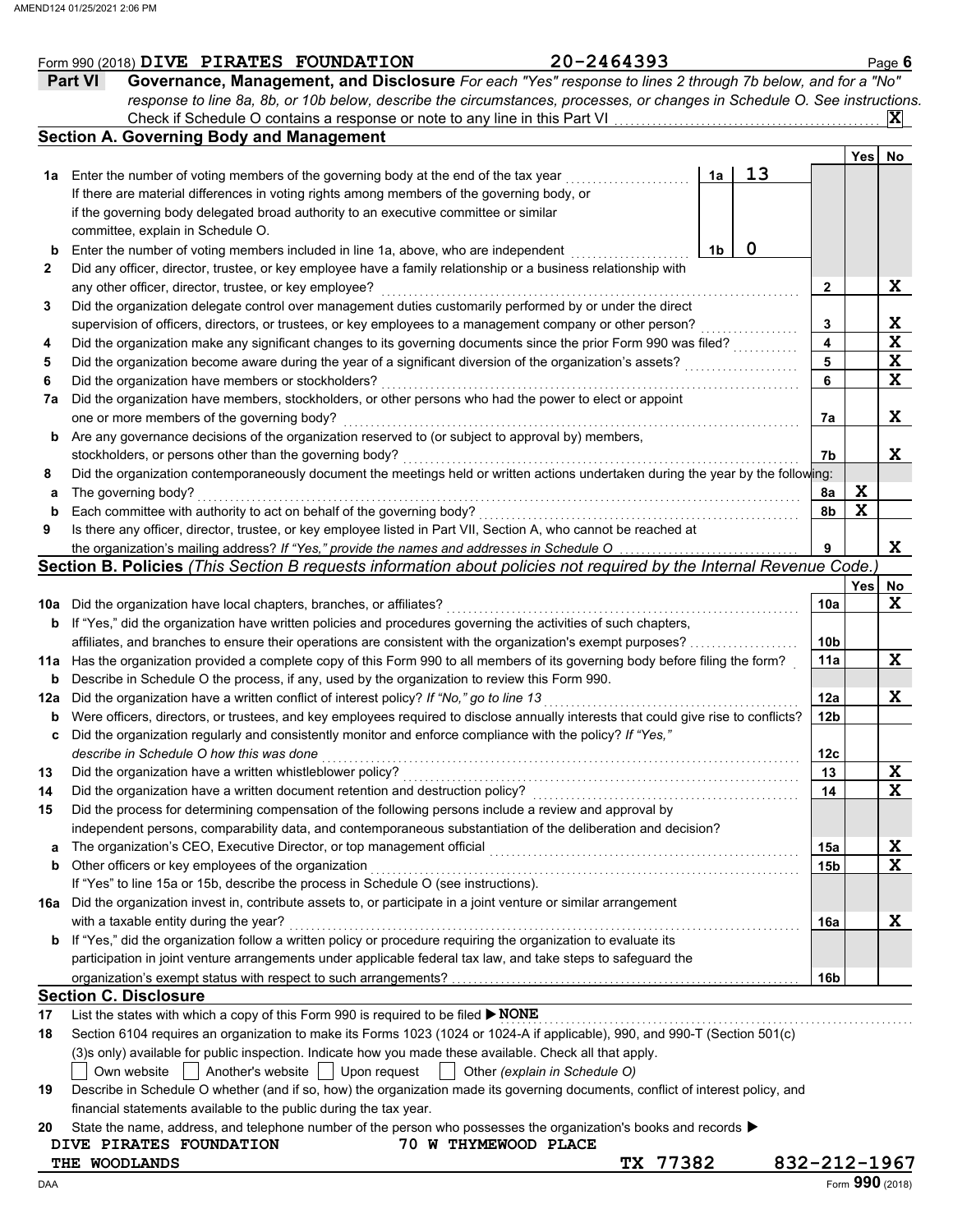Form 990 (2018) DIVE PIRATES FOUNDATION 20-2464393

## Part VI Governance, Management, and Disclosure

*For each "Yes" response to lines 2 through 7b below, and for a "No" response to line 8a, 8b, or 10b below, describe the circumstances, processes, or changes in Schedule O. See instructions.*

Check if Schedule O contains a response or note to any line in this Part VI ... [X]

### Section A. Governing Body and Management

| | | | | Yes | No |
|---|---|---|---|---|---|
| **1a** | Enter the number of voting members of the governing body at the end of the tax year. If there are material differences in voting rights among members of the governing body, or if the governing body delegated broad authority to an executive committee or similar committee, explain in Schedule O. | 1a: 13 | | | |
| **b** | Enter the number of voting members included in line 1a, above, who are independent | 1b: 0 | | | |
| **2** | Did any officer, director, trustee, or key employee have a family relationship or a business relationship with any other officer, director, trustee, or key employee? | | 2 | | X |
| **3** | Did the organization delegate control over management duties customarily performed by or under the direct supervision of officers, directors, or trustees, or key employees to a management company or other person? | | 3 | | X |
| **4** | Did the organization make any significant changes to its governing documents since the prior Form 990 was filed? | | 4 | | X |
| **5** | Did the organization become aware during the year of a significant diversion of the organization's assets? | | 5 | | X |
| **6** | Did the organization have members or stockholders? | | 6 | | X |
| **7a** | Did the organization have members, stockholders, or other persons who had the power to elect or appoint one or more members of the governing body? | | 7a | | X |
| **b** | Are any governance decisions of the organization reserved to (or subject to approval by) members, stockholders, or persons other than the governing body? | | 7b | | X |
| **8** | Did the organization contemporaneously document the meetings held or written actions undertaken during the year by the following: | | | | |
| **a** | The governing body? | | 8a | X | |
| **b** | Each committee with authority to act on behalf of the governing body? | | 8b | X | |
| **9** | Is there any officer, director, trustee, or key employee listed in Part VII, Section A, who cannot be reached at the organization's mailing address? *If "Yes," provide the names and addresses in Schedule O* | | 9 | | X |

### Section B. Policies *(This Section B requests information about policies not required by the Internal Revenue Code.)*

| | | | Yes | No |
|---|---|---|---|---|
| **10a** | Did the organization have local chapters, branches, or affiliates? | 10a | | X |
| **b** | If "Yes," did the organization have written policies and procedures governing the activities of such chapters, affiliates, and branches to ensure their operations are consistent with the organization's exempt purposes? | 10b | | |
| **11a** | Has the organization provided a complete copy of this Form 990 to all members of its governing body before filing the form? | 11a | | X |
| **b** | Describe in Schedule O the process, if any, used by the organization to review this Form 990. | | | |
| **12a** | Did the organization have a written conflict of interest policy? *If "No," go to line 13* | 12a | | X |
| **b** | Were officers, directors, or trustees, and key employees required to disclose annually interests that could give rise to conflicts? | 12b | | |
| **c** | Did the organization regularly and consistently monitor and enforce compliance with the policy? *If "Yes," describe in Schedule O how this was done* | 12c | | |
| **13** | Did the organization have a written whistleblower policy? | 13 | | X |
| **14** | Did the organization have a written document retention and destruction policy? | 14 | | X |
| **15** | Did the process for determining compensation of the following persons include a review and approval by independent persons, comparability data, and contemporaneous substantiation of the deliberation and decision? | | | |
| **a** | The organization's CEO, Executive Director, or top management official | 15a | | X |
| **b** | Other officers or key employees of the organization | 15b | | X |
| | If "Yes" to line 15a or 15b, describe the process in Schedule O (see instructions). | | | |
| **16a** | Did the organization invest in, contribute assets to, or participate in a joint venture or similar arrangement with a taxable entity during the year? | 16a | | X |
| **b** | If "Yes," did the organization follow a written policy or procedure requiring the organization to evaluate its participation in joint venture arrangements under applicable federal tax law, and take steps to safeguard the organization's exempt status with respect to such arrangements? | 16b | | |

### Section C. Disclosure

**17** List the states with which a copy of this Form 990 is required to be filed ▶ NONE

**18** Section 6104 requires an organization to make its Forms 1023 (1024 or 1024-A if applicable), 990, and 990-T (Section 501(c)(3)s only) available for public inspection. Indicate how you made these available. Check all that apply.

[ ] Own website [ ] Another's website [ ] Upon request [ ] Other *(explain in Schedule O)*

**19** Describe in Schedule O whether (and if so, how) the organization made its governing documents, conflict of interest policy, and financial statements available to the public during the tax year.

**20** State the name, address, and telephone number of the person who possesses the organization's books and records ▶

DIVE PIRATES FOUNDATION 70 W THYMEWOOD PLACE
THE WOODLANDS TX 77382 832-212-1967

Form **990** (2018)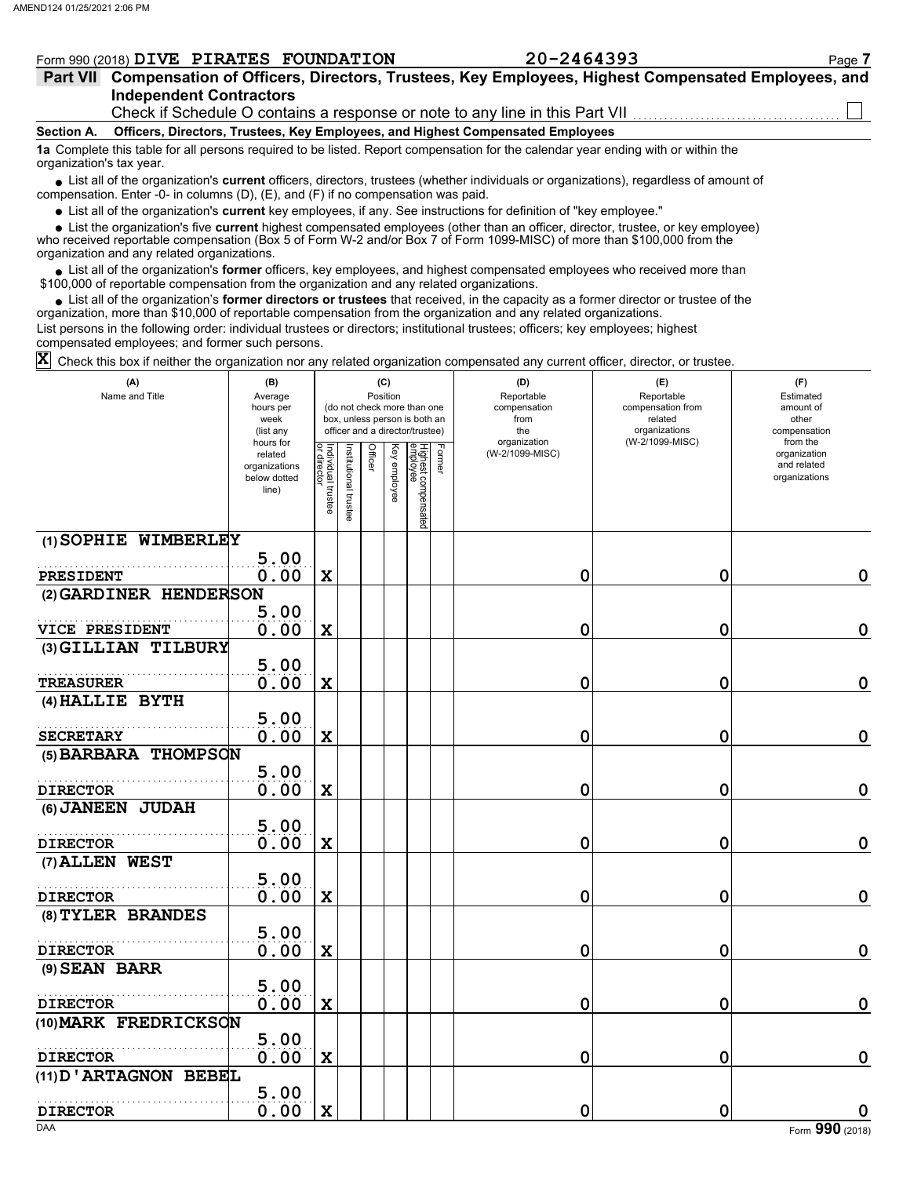Form 990 (2018) DIVE PIRATES FOUNDATION 20-2464393

## Part VII Compensation of Officers, Directors, Trustees, Key Employees, Highest Compensated Employees, and Independent Contractors

Check if Schedule O contains a response or note to any line in this Part VII ☐

### Section A. Officers, Directors, Trustees, Key Employees, and Highest Compensated Employees

**1a** Complete this table for all persons required to be listed. Report compensation for the calendar year ending with or within the organization's tax year.

- List all of the organization's **current** officers, directors, trustees (whether individuals or organizations), regardless of amount of compensation. Enter -0- in columns (D), (E), and (F) if no compensation was paid.
- List all of the organization's **current** key employees, if any. See instructions for definition of "key employee."
- List the organization's five **current** highest compensated employees (other than an officer, director, trustee, or key employee) who received reportable compensation (Box 5 of Form W-2 and/or Box 7 of Form 1099-MISC) of more than $100,000 from the organization and any related organizations.
- List all of the organization's **former** officers, key employees, and highest compensated employees who received more than $100,000 of reportable compensation from the organization and any related organizations.
- List all of the organization's **former directors or trustees** that received, in the capacity as a former director or trustee of the organization, more than $10,000 of reportable compensation from the organization and any related organizations.

List persons in the following order: individual trustees or directors; institutional trustees; officers; key employees; highest compensated employees; and former such persons.

☒ Check this box if neither the organization nor any related organization compensated any current officer, director, or trustee.

| (A) Name and Title | (B) Average hours per week (list any hours for related organizations below dotted line) | (C) Position (do not check more than one box, unless person is both an officer and a director/trustee) | | | | | | (D) Reportable compensation from the organization (W-2/1099-MISC) | (E) Reportable compensation from related organizations (W-2/1099-MISC) | (F) Estimated amount of other compensation from the organization and related organizations |
|---|---|---|---|---|---|---|---|---|---|---|
| | | Individual trustee or director | Institutional trustee | Officer | Key employee | Highest compensated employee | Former | | | |
| (1) SOPHIE WIMBERLEY<br>PRESIDENT | 5.00<br>0.00 | X | | | | | | 0 | 0 | 0 |
| (2) GARDINER HENDERSON<br>VICE PRESIDENT | 5.00<br>0.00 | X | | | | | | 0 | 0 | 0 |
| (3) GILLIAN TILBURY<br>TREASURER | 5.00<br>0.00 | X | | | | | | 0 | 0 | 0 |
| (4) HALLIE BYTH<br>SECRETARY | 5.00<br>0.00 | X | | | | | | 0 | 0 | 0 |
| (5) BARBARA THOMPSON<br>DIRECTOR | 5.00<br>0.00 | X | | | | | | 0 | 0 | 0 |
| (6) JANEEN JUDAH<br>DIRECTOR | 5.00<br>0.00 | X | | | | | | 0 | 0 | 0 |
| (7) ALLEN WEST<br>DIRECTOR | 5.00<br>0.00 | X | | | | | | 0 | 0 | 0 |
| (8) TYLER BRANDES<br>DIRECTOR | 5.00<br>0.00 | X | | | | | | 0 | 0 | 0 |
| (9) SEAN BARR<br>DIRECTOR | 5.00<br>0.00 | X | | | | | | 0 | 0 | 0 |
| (10) MARK FREDRICKSON<br>DIRECTOR | 5.00<br>0.00 | X | | | | | | 0 | 0 | 0 |
| (11) D'ARTAGNON BEBEL<br>DIRECTOR | 5.00<br>0.00 | X | | | | | | 0 | 0 | 0 |

Form 990 (2018)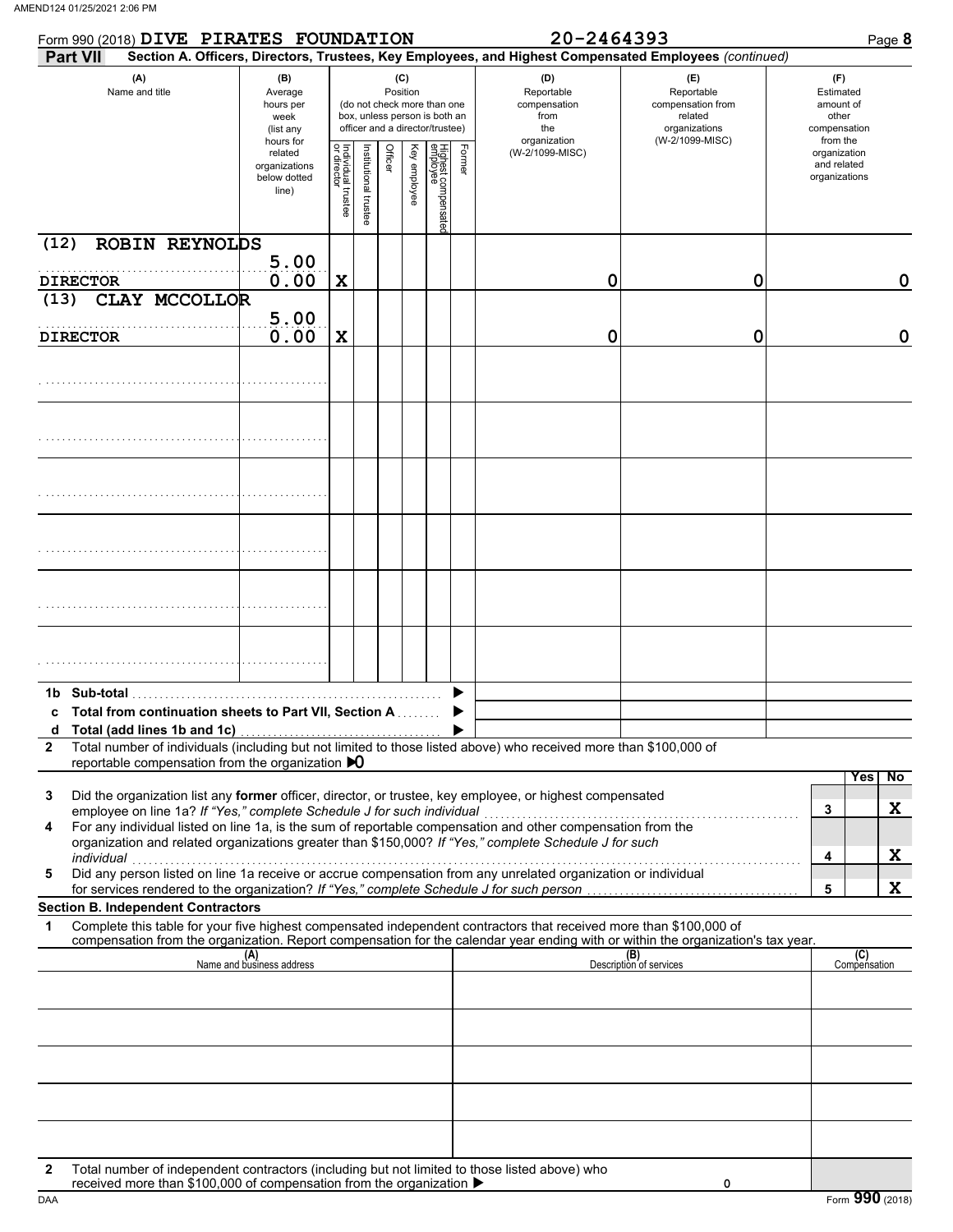Form 990 (2018) **DIVE PIRATES FOUNDATION** **20-2464393** Page **8**

**Part VII** **Section A. Officers, Directors, Trustees, Key Employees, and Highest Compensated Employees** *(continued)*

| (A) Name and title | (B) Average hours per week (list any hours for related organizations below dotted line) | (C) Position: Individual trustee or director | Institutional trustee | Officer | Key employee | Highest compensated employee | Former | (D) Reportable compensation from the organization (W-2/1099-MISC) | (E) Reportable compensation from related organizations (W-2/1099-MISC) | (F) Estimated amount of other compensation from the organization and related organizations |
|---|---|---|---|---|---|---|---|---|---|---|
| (12) ROBIN REYNOLDS<br>DIRECTOR | 5.00<br>0.00 | X | | | | | | 0 | 0 | 0 |
| (13) CLAY MCCOLLOR<br>DIRECTOR | 5.00<br>0.00 | X | | | | | | 0 | 0 | 0 |
| | | | | | | | | | | |
| | | | | | | | | | | |
| | | | | | | | | | | |
| | | | | | | | | | | |
| | | | | | | | | | | |
| | | | | | | | | | | |

**1b Sub-total** ▶

**c Total from continuation sheets to Part VII, Section A** ▶

**d Total (add lines 1b and 1c)** ▶

**2** Total number of individuals (including but not limited to those listed above) who received more than $100,000 of reportable compensation from the organization ▶0

| | | Yes | No |
|---|---|---|---|
| **3** Did the organization list any **former** officer, director, or trustee, key employee, or highest compensated employee on line 1a? *If "Yes," complete Schedule J for such individual* | 3 | | X |
| **4** For any individual listed on line 1a, is the sum of reportable compensation and other compensation from the organization and related organizations greater than $150,000? *If "Yes," complete Schedule J for such individual* | 4 | | X |
| **5** Did any person listed on line 1a receive or accrue compensation from any unrelated organization or individual for services rendered to the organization? *If "Yes," complete Schedule J for such person* | 5 | | X |

**Section B. Independent Contractors**

**1** Complete this table for your five highest compensated independent contractors that received more than $100,000 of compensation from the organization. Report compensation for the calendar year ending with or within the organization's tax year.

| (A) Name and business address | (B) Description of services | (C) Compensation |
|---|---|---|
| | | |
| | | |
| | | |
| | | |
| | | |

**2** Total number of independent contractors (including but not limited to those listed above) who received more than $100,000 of compensation from the organization ▶ 0

Form **990** (2018)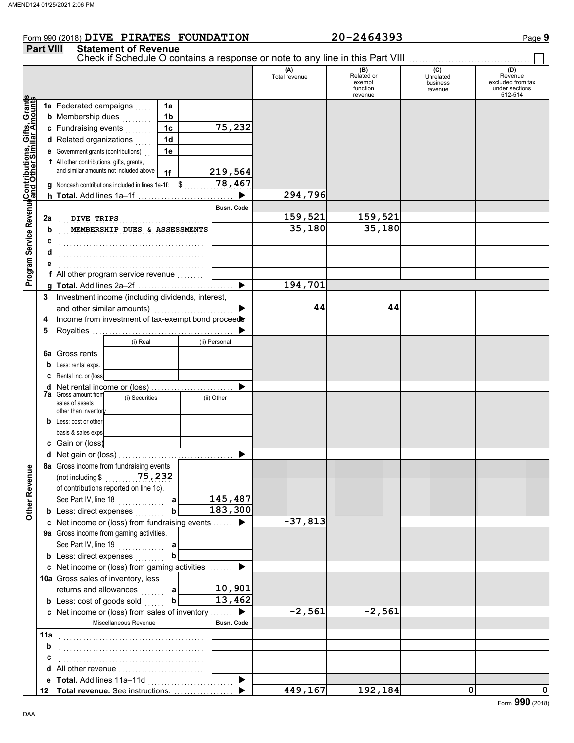AMEND124 01/25/2021 2:06 PM

Form 990 (2018) **DIVE PIRATES FOUNDATION** **20-2464393** Page **9**

**Part VIII Statement of Revenue**

Check if Schedule O contains a response or note to any line in this Part VIII ☐

| | | | (A) Total revenue | (B) Related or exempt function revenue | (C) Unrelated business revenue | (D) Revenue excluded from tax under sections 512-514 |
|---|---|---|---|---|---|---|
| **Contributions, Gifts, Grants and Other Similar Amounts** | **1a** Federated campaigns | 1a | | | | |
| | **b** Membership dues | 1b | | | | |
| | **c** Fundraising events | 1c 75,232 | | | | |
| | **d** Related organizations | 1d | | | | |
| | **e** Government grants (contributions) | 1e | | | | |
| | **f** All other contributions, gifts, grants, and similar amounts not included above | 1f 219,564 | | | | |
| | **g** Noncash contributions included in lines 1a-1f: $ 78,467 | | | | | |
| | **h Total.** Add lines 1a–1f | | 294,796 | | | |
| **Program Service Revenue** | | Busn. Code | | | | |
| | **2a** DIVE TRIPS | | 159,521 | 159,521 | | |
| | **b** MEMBERSHIP DUES & ASSESSMENTS | | 35,180 | 35,180 | | |
| | **c** | | | | | |
| | **d** | | | | | |
| | **e** | | | | | |
| | **f** All other program service revenue | | | | | |
| | **g Total.** Add lines 2a–2f | | 194,701 | | | |
| **Other Revenue** | **3** Investment income (including dividends, interest, and other similar amounts) | | 44 | 44 | | |
| | **4** Income from investment of tax-exempt bond proceeds | | | | | |
| | **5** Royalties | | | | | |
| | (i) Real | (ii) Personal | | | | |
| | **6a** Gross rents | | | | | |
| | **b** Less: rental exps. | | | | | |
| | **c** Rental inc. or (loss) | | | | | |
| | **d** Net rental income or (loss) | | | | | |
| | **7a** Gross amount from sales of assets other than inventory — (i) Securities | (ii) Other | | | | |
| | **b** Less: cost or other basis & sales exps. | | | | | |
| | **c** Gain or (loss) | | | | | |
| | **d** Net gain or (loss) | | | | | |
| | **8a** Gross income from fundraising events (not including $ 75,232 of contributions reported on line 1c). See Part IV, line 18 | a 145,487 | | | | |
| | **b** Less: direct expenses | b 183,300 | | | | |
| | **c** Net income or (loss) from fundraising events | | -37,813 | | | |
| | **9a** Gross income from gaming activities. See Part IV, line 19 | a | | | | |
| | **b** Less: direct expenses | b | | | | |
| | **c** Net income or (loss) from gaming activities | | | | | |
| | **10a** Gross sales of inventory, less returns and allowances | a 10,901 | | | | |
| | **b** Less: cost of goods sold | b 13,462 | | | | |
| | **c** Net income or (loss) from sales of inventory | | -2,561 | -2,561 | | |
| | Miscellaneous Revenue | Busn. Code | | | | |
| | **11a** | | | | | |
| | **b** | | | | | |
| | **c** | | | | | |
| | **d** All other revenue | | | | | |
| | **e Total.** Add lines 11a–11d | | | | | |
| | **12 Total revenue.** See instructions. | | 449,167 | 192,184 | 0 | 0 |

DAA

Form **990** (2018)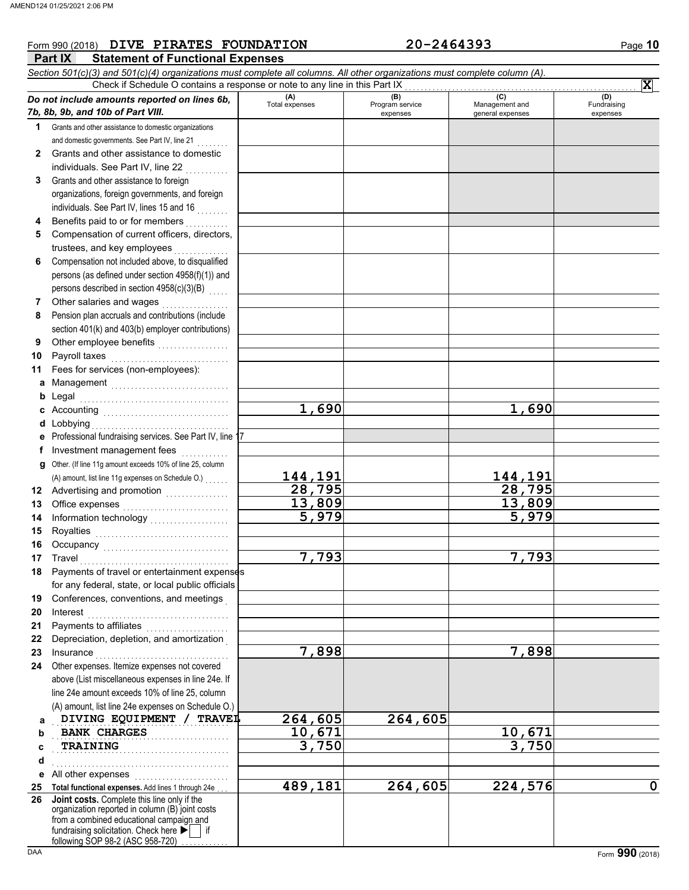Form 990 (2018) **DIVE PIRATES FOUNDATION** **20-2464393**

## Part IX Statement of Functional Expenses

*Section 501(c)(3) and 501(c)(4) organizations must complete all columns. All other organizations must complete column (A).*

Check if Schedule O contains a response or note to any line in this Part IX . . . . . . **X**

| *Do not include amounts reported on lines 6b, 7b, 8b, 9b, and 10b of Part VIII.* | (A) Total expenses | (B) Program service expenses | (C) Management and general expenses | (D) Fundraising expenses |
|---|---|---|---|---|
| **1** Grants and other assistance to domestic organizations and domestic governments. See Part IV, line 21 | | | | |
| **2** Grants and other assistance to domestic individuals. See Part IV, line 22 | | | | |
| **3** Grants and other assistance to foreign organizations, foreign governments, and foreign individuals. See Part IV, lines 15 and 16 | | | | |
| **4** Benefits paid to or for members | | | | |
| **5** Compensation of current officers, directors, trustees, and key employees | | | | |
| **6** Compensation not included above, to disqualified persons (as defined under section 4958(f)(1)) and persons described in section 4958(c)(3)(B) | | | | |
| **7** Other salaries and wages | | | | |
| **8** Pension plan accruals and contributions (include section 401(k) and 403(b) employer contributions) | | | | |
| **9** Other employee benefits | | | | |
| **10** Payroll taxes | | | | |
| **11** Fees for services (non-employees): | | | | |
| **a** Management | | | | |
| **b** Legal | | | | |
| **c** Accounting | 1,690 | | 1,690 | |
| **d** Lobbying | | | | |
| **e** Professional fundraising services. See Part IV, line 17 | | | | |
| **f** Investment management fees | | | | |
| **g** Other. (If line 11g amount exceeds 10% of line 25, column (A) amount, list line 11g expenses on Schedule O.) | 144,191 | | 144,191 | |
| **12** Advertising and promotion | 28,795 | | 28,795 | |
| **13** Office expenses | 13,809 | | 13,809 | |
| **14** Information technology | 5,979 | | 5,979 | |
| **15** Royalties | | | | |
| **16** Occupancy | | | | |
| **17** Travel | 7,793 | | 7,793 | |
| **18** Payments of travel or entertainment expenses for any federal, state, or local public officials | | | | |
| **19** Conferences, conventions, and meetings | | | | |
| **20** Interest | | | | |
| **21** Payments to affiliates | | | | |
| **22** Depreciation, depletion, and amortization | | | | |
| **23** Insurance | 7,898 | | 7,898 | |
| **24** Other expenses. Itemize expenses not covered above (List miscellaneous expenses in line 24e. If line 24e amount exceeds 10% of line 25, column (A) amount, list line 24e expenses on Schedule O.) | | | | |
| **a** DIVING EQUIPMENT / TRAVEL | 264,605 | 264,605 | | |
| **b** BANK CHARGES | 10,671 | | 10,671 | |
| **c** TRAINING | 3,750 | | 3,750 | |
| **d** | | | | |
| **e** All other expenses | | | | |
| **25** **Total functional expenses.** Add lines 1 through 24e | 489,181 | 264,605 | 224,576 | 0 |
| **26** **Joint costs.** Complete this line only if the organization reported in column (B) joint costs from a combined educational campaign and fundraising solicitation. Check here ▶ ☐ if following SOP 98-2 (ASC 958-720) | | | | |

Form **990** (2018)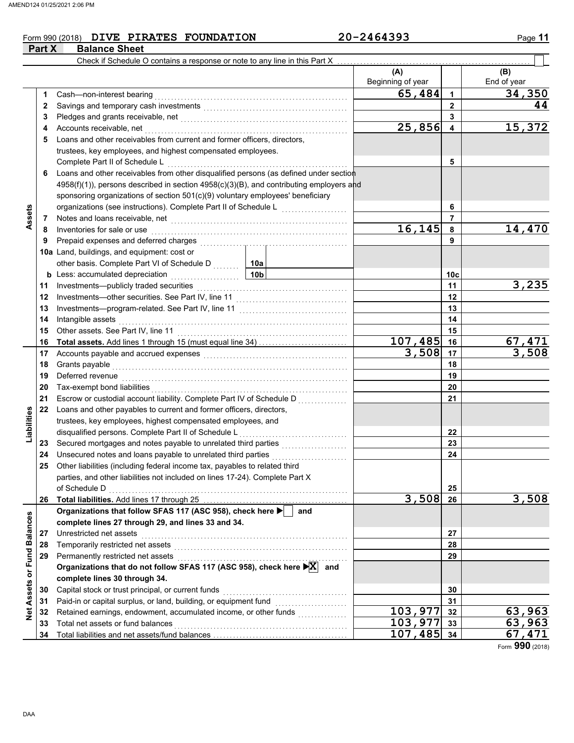Form 990 (2018) **DIVE PIRATES FOUNDATION** 20-2464393

## Part X Balance Sheet

Check if Schedule O contains a response or note to any line in this Part X

| Section | Line | Description | | (A) Beginning of year | Line | (B) End of year |
|---|---|---|---|---|---|---|
| Assets | 1 | Cash—non-interest bearing | | 65,484 | 1 | 34,350 |
| | 2 | Savings and temporary cash investments | | | 2 | 44 |
| | 3 | Pledges and grants receivable, net | | | 3 | |
| | 4 | Accounts receivable, net | | 25,856 | 4 | 15,372 |
| | 5 | Loans and other receivables from current and former officers, directors, trustees, key employees, and highest compensated employees. Complete Part II of Schedule L | | | 5 | |
| | 6 | Loans and other receivables from other disqualified persons (as defined under section 4958(f)(1)), persons described in section 4958(c)(3)(B), and contributing employers and sponsoring organizations of section 501(c)(9) voluntary employees' beneficiary organizations (see instructions). Complete Part II of Schedule L | | | 6 | |
| | 7 | Notes and loans receivable, net | | | 7 | |
| | 8 | Inventories for sale or use | | 16,145 | 8 | 14,470 |
| | 9 | Prepaid expenses and deferred charges | | | 9 | |
| | 10a | Land, buildings, and equipment: cost or other basis. Complete Part VI of Schedule D | 10a | | | |
| | b | Less: accumulated depreciation | 10b | | 10c | |
| | 11 | Investments—publicly traded securities | | | 11 | 3,235 |
| | 12 | Investments—other securities. See Part IV, line 11 | | | 12 | |
| | 13 | Investments—program-related. See Part IV, line 11 | | | 13 | |
| | 14 | Intangible assets | | | 14 | |
| | 15 | Other assets. See Part IV, line 11 | | | 15 | |
| | 16 | **Total assets.** Add lines 1 through 15 (must equal line 34) | | 107,485 | 16 | 67,471 |
| Liabilities | 17 | Accounts payable and accrued expenses | | 3,508 | 17 | 3,508 |
| | 18 | Grants payable | | | 18 | |
| | 19 | Deferred revenue | | | 19 | |
| | 20 | Tax-exempt bond liabilities | | | 20 | |
| | 21 | Escrow or custodial account liability. Complete Part IV of Schedule D | | | 21 | |
| | 22 | Loans and other payables to current and former officers, directors, trustees, key employees, highest compensated employees, and disqualified persons. Complete Part II of Schedule L | | | 22 | |
| | 23 | Secured mortgages and notes payable to unrelated third parties | | | 23 | |
| | 24 | Unsecured notes and loans payable to unrelated third parties | | | 24 | |
| | 25 | Other liabilities (including federal income tax, payables to related third parties, and other liabilities not included on lines 17-24). Complete Part X of Schedule D | | | 25 | |
| | 26 | **Total liabilities.** Add lines 17 through 25 | | 3,508 | 26 | 3,508 |
| Net Assets or Fund Balances | | **Organizations that follow SFAS 117 (ASC 958), check here ☐ and complete lines 27 through 29, and lines 33 and 34.** | | | | |
| | 27 | Unrestricted net assets | | | 27 | |
| | 28 | Temporarily restricted net assets | | | 28 | |
| | 29 | Permanently restricted net assets | | | 29 | |
| | | **Organizations that do not follow SFAS 117 (ASC 958), check here ☒ and complete lines 30 through 34.** | | | | |
| | 30 | Capital stock or trust principal, or current funds | | | 30 | |
| | 31 | Paid-in or capital surplus, or land, building, or equipment fund | | | 31 | |
| | 32 | Retained earnings, endowment, accumulated income, or other funds | | 103,977 | 32 | 63,963 |
| | 33 | Total net assets or fund balances | | 103,977 | 33 | 63,963 |
| | 34 | Total liabilities and net assets/fund balances | | 107,485 | 34 | 67,471 |

Form **990** (2018)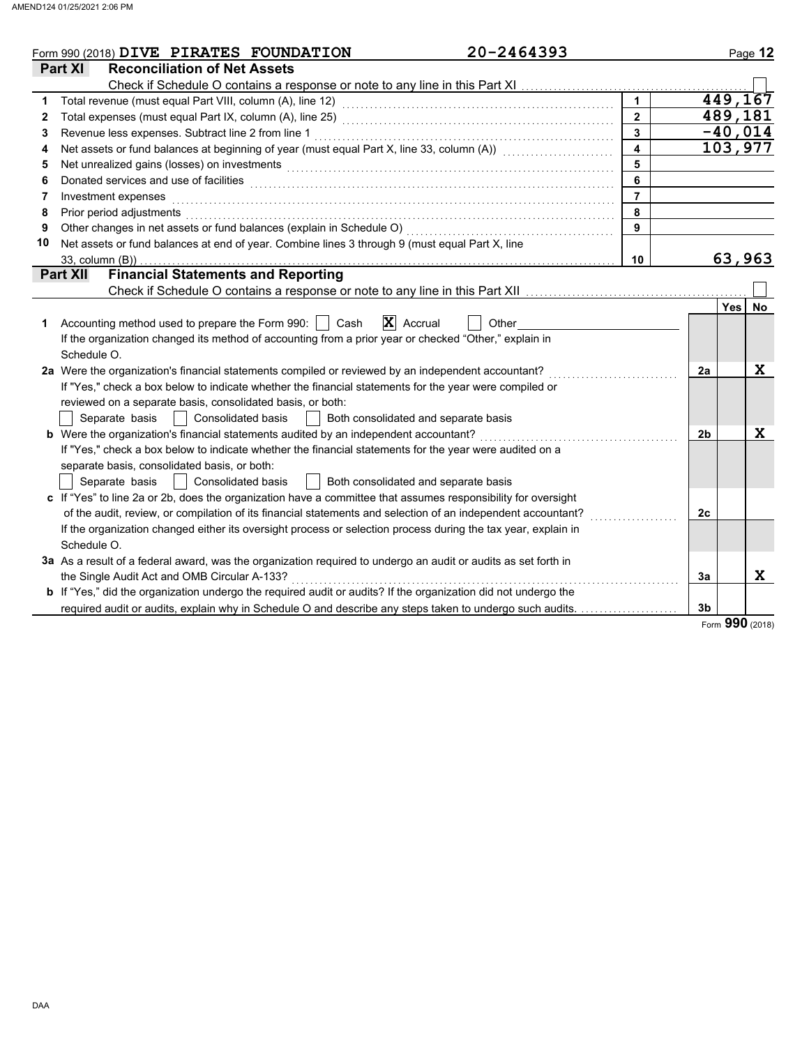Form 990 (2018) **DIVE PIRATES FOUNDATION** **20-2464393**

## Part XI Reconciliation of Net Assets

Check if Schedule O contains a response or note to any line in this Part XI ☐

| | | | |
|---|---|---|---|
| 1 | Total revenue (must equal Part VIII, column (A), line 12) | 1 | 449,167 |
| 2 | Total expenses (must equal Part IX, column (A), line 25) | 2 | 489,181 |
| 3 | Revenue less expenses. Subtract line 2 from line 1 | 3 | -40,014 |
| 4 | Net assets or fund balances at beginning of year (must equal Part X, line 33, column (A)) | 4 | 103,977 |
| 5 | Net unrealized gains (losses) on investments | 5 | |
| 6 | Donated services and use of facilities | 6 | |
| 7 | Investment expenses | 7 | |
| 8 | Prior period adjustments | 8 | |
| 9 | Other changes in net assets or fund balances (explain in Schedule O) | 9 | |
| 10 | Net assets or fund balances at end of year. Combine lines 3 through 9 (must equal Part X, line 33, column (B)) | 10 | 63,963 |

## Part XII Financial Statements and Reporting

Check if Schedule O contains a response or note to any line in this Part XII ☐

| | | | Yes | No |
|---|---|---|---|---|
| 1 | Accounting method used to prepare the Form 990: ☐ Cash ☒ Accrual ☐ Other<br>If the organization changed its method of accounting from a prior year or checked "Other," explain in Schedule O. | | | |
| 2a | Were the organization's financial statements compiled or reviewed by an independent accountant?<br>If "Yes," check a box below to indicate whether the financial statements for the year were compiled or reviewed on a separate basis, consolidated basis, or both:<br>☐ Separate basis ☐ Consolidated basis ☐ Both consolidated and separate basis | 2a | | X |
| b | Were the organization's financial statements audited by an independent accountant?<br>If "Yes," check a box below to indicate whether the financial statements for the year were audited on a separate basis, consolidated basis, or both:<br>☐ Separate basis ☐ Consolidated basis ☐ Both consolidated and separate basis | 2b | | X |
| c | If "Yes" to line 2a or 2b, does the organization have a committee that assumes responsibility for oversight of the audit, review, or compilation of its financial statements and selection of an independent accountant?<br>If the organization changed either its oversight process or selection process during the tax year, explain in Schedule O. | 2c | | |
| 3a | As a result of a federal award, was the organization required to undergo an audit or audits as set forth in the Single Audit Act and OMB Circular A-133? | 3a | | X |
| b | If "Yes," did the organization undergo the required audit or audits? If the organization did not undergo the required audit or audits, explain why in Schedule O and describe any steps taken to undergo such audits. | 3b | | |

Form **990** (2018)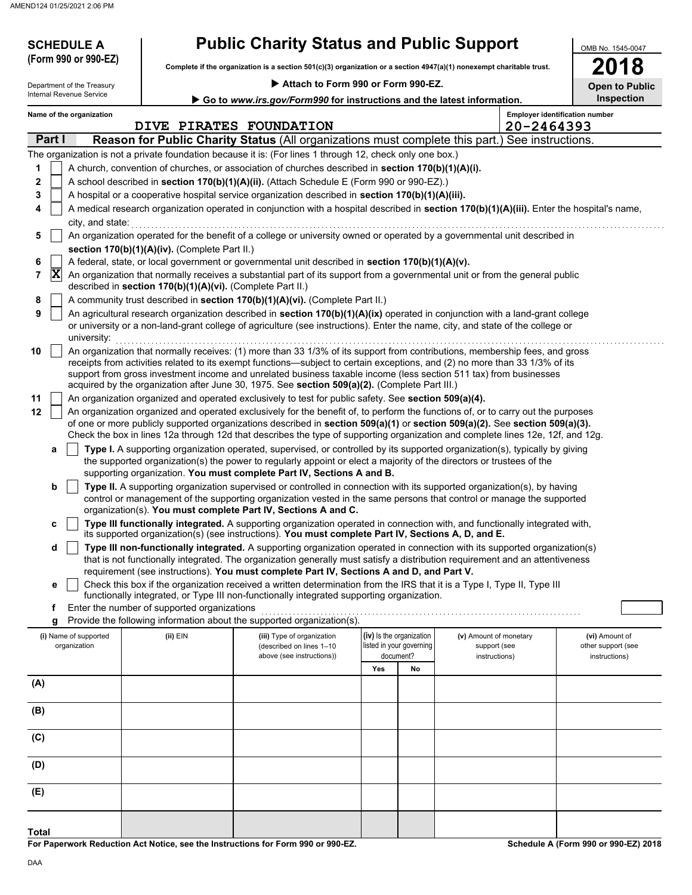**SCHEDULE A (Form 990 or 990-EZ)**

Department of the Treasury
Internal Revenue Service

# Public Charity Status and Public Support

**Complete if the organization is a section 501(c)(3) organization or a section 4947(a)(1) nonexempt charitable trust.**

▶ **Attach to Form 990 or Form 990-EZ.**

▶ **Go to *www.irs.gov/Form990* for instructions and the latest information.**

OMB No. 1545-0047

**2018**

**Open to Public Inspection**

Name of the organization: DIVE PIRATES FOUNDATION

Employer identification number: 20-2464393

## Part I Reason for Public Charity Status (All organizations must complete this part.) See instructions.

The organization is not a private foundation because it is: (For lines 1 through 12, check only one box.)

1. [ ] A church, convention of churches, or association of churches described in **section 170(b)(1)(A)(i).**
2. [ ] A school described in **section 170(b)(1)(A)(ii).** (Attach Schedule E (Form 990 or 990-EZ).)
3. [ ] A hospital or a cooperative hospital service organization described in **section 170(b)(1)(A)(iii).**
4. [ ] A medical research organization operated in conjunction with a hospital described in **section 170(b)(1)(A)(iii).** Enter the hospital's name, city, and state:
5. [ ] An organization operated for the benefit of a college or university owned or operated by a governmental unit described in **section 170(b)(1)(A)(iv).** (Complete Part II.)
6. [ ] A federal, state, or local government or governmental unit described in **section 170(b)(1)(A)(v).**
7. [X] An organization that normally receives a substantial part of its support from a governmental unit or from the general public described in **section 170(b)(1)(A)(vi).** (Complete Part II.)
8. [ ] A community trust described in **section 170(b)(1)(A)(vi).** (Complete Part II.)
9. [ ] An agricultural research organization described in **section 170(b)(1)(A)(ix)** operated in conjunction with a land-grant college or university or a non-land-grant college of agriculture (see instructions). Enter the name, city, and state of the college or university:
10. [ ] An organization that normally receives: (1) more than 33 1/3% of its support from contributions, membership fees, and gross receipts from activities related to its exempt functions—subject to certain exceptions, and (2) no more than 33 1/3% of its support from gross investment income and unrelated business taxable income (less section 511 tax) from businesses acquired by the organization after June 30, 1975. See **section 509(a)(2).** (Complete Part III.)
11. [ ] An organization organized and operated exclusively to test for public safety. See **section 509(a)(4).**
12. [ ] An organization organized and operated exclusively for the benefit of, to perform the functions of, or to carry out the purposes of one or more publicly supported organizations described in **section 509(a)(1)** or **section 509(a)(2).** See **section 509(a)(3).** Check the box in lines 12a through 12d that describes the type of supporting organization and complete lines 12e, 12f, and 12g.
   - **a** [ ] **Type I.** A supporting organization operated, supervised, or controlled by its supported organization(s), typically by giving the supported organization(s) the power to regularly appoint or elect a majority of the directors or trustees of the supporting organization. **You must complete Part IV, Sections A and B.**
   - **b** [ ] **Type II.** A supporting organization supervised or controlled in connection with its supported organization(s), by having control or management of the supporting organization vested in the same persons that control or manage the supported organization(s). **You must complete Part IV, Sections A and C.**
   - **c** [ ] **Type III functionally integrated.** A supporting organization operated in connection with, and functionally integrated with, its supported organization(s) (see instructions). **You must complete Part IV, Sections A, D, and E.**
   - **d** [ ] **Type III non-functionally integrated.** A supporting organization operated in connection with its supported organization(s) that is not functionally integrated. The organization generally must satisfy a distribution requirement and an attentiveness requirement (see instructions). **You must complete Part IV, Sections A and D, and Part V.**
   - **e** [ ] Check this box if the organization received a written determination from the IRS that it is a Type I, Type II, Type III functionally integrated, or Type III non-functionally integrated supporting organization.
   - **f** Enter the number of supported organizations
   - **g** Provide the following information about the supported organization(s).

| (i) Name of supported organization | (ii) EIN | (iii) Type of organization (described on lines 1–10 above (see instructions)) | (iv) Is the organization listed in your governing document? Yes | No | (v) Amount of monetary support (see instructions) | (vi) Amount of other support (see instructions) |
|---|---|---|---|---|---|---|
| (A) | | | | | | |
| (B) | | | | | | |
| (C) | | | | | | |
| (D) | | | | | | |
| (E) | | | | | | |
| **Total** | | | | | | |

**For Paperwork Reduction Act Notice, see the Instructions for Form 990 or 990-EZ.**

**Schedule A (Form 990 or 990-EZ) 2018**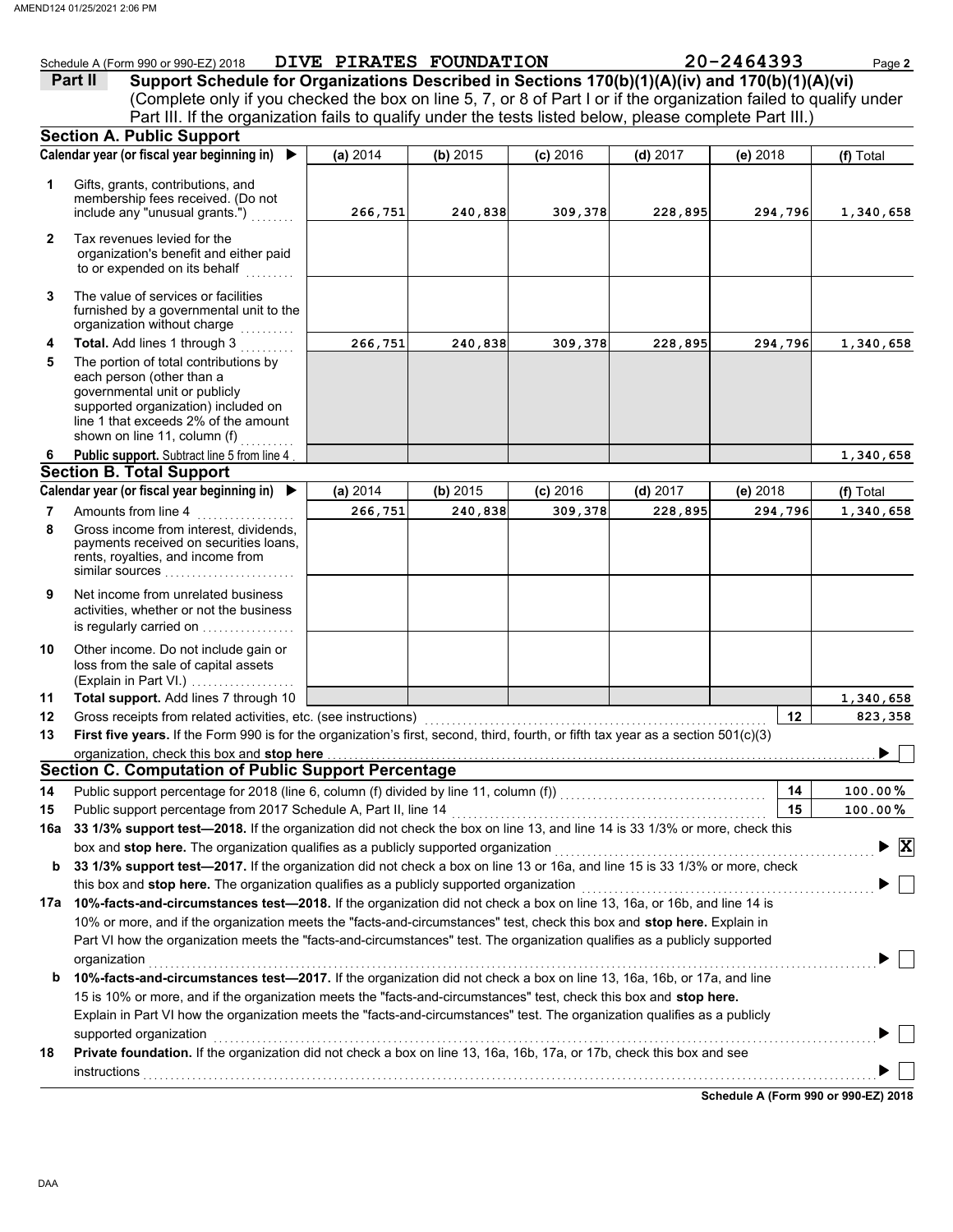Schedule A (Form 990 or 990-EZ) 2018 DIVE PIRATES FOUNDATION 20-2464393

## Part II Support Schedule for Organizations Described in Sections 170(b)(1)(A)(iv) and 170(b)(1)(A)(vi)

(Complete only if you checked the box on line 5, 7, or 8 of Part I or if the organization failed to qualify under Part III. If the organization fails to qualify under the tests listed below, please complete Part III.)

### Section A. Public Support

| Calendar year (or fiscal year beginning in) ▶ | (a) 2014 | (b) 2015 | (c) 2016 | (d) 2017 | (e) 2018 | (f) Total |
|---|---|---|---|---|---|---|
| 1 Gifts, grants, contributions, and membership fees received. (Do not include any "unusual grants.") | 266,751 | 240,838 | 309,378 | 228,895 | 294,796 | 1,340,658 |
| 2 Tax revenues levied for the organization's benefit and either paid to or expended on its behalf | | | | | | |
| 3 The value of services or facilities furnished by a governmental unit to the organization without charge | | | | | | |
| 4 Total. Add lines 1 through 3 | 266,751 | 240,838 | 309,378 | 228,895 | 294,796 | 1,340,658 |
| 5 The portion of total contributions by each person (other than a governmental unit or publicly supported organization) included on line 1 that exceeds 2% of the amount shown on line 11, column (f) | | | | | | |
| 6 Public support. Subtract line 5 from line 4 | | | | | | 1,340,658 |

### Section B. Total Support

| Calendar year (or fiscal year beginning in) ▶ | (a) 2014 | (b) 2015 | (c) 2016 | (d) 2017 | (e) 2018 | (f) Total |
|---|---|---|---|---|---|---|
| 7 Amounts from line 4 | 266,751 | 240,838 | 309,378 | 228,895 | 294,796 | 1,340,658 |
| 8 Gross income from interest, dividends, payments received on securities loans, rents, royalties, and income from similar sources | | | | | | |
| 9 Net income from unrelated business activities, whether or not the business is regularly carried on | | | | | | |
| 10 Other income. Do not include gain or loss from the sale of capital assets (Explain in Part VI.) | | | | | | |
| 11 Total support. Add lines 7 through 10 | | | | | | 1,340,658 |

**12** Gross receipts from related activities, etc. (see instructions) **12** 823,358

**13** **First five years.** If the Form 990 is for the organization's first, second, third, fourth, or fifth tax year as a section 501(c)(3) organization, check this box and **stop here** ▶ ☐

### Section C. Computation of Public Support Percentage

**14** Public support percentage for 2018 (line 6, column (f) divided by line 11, column (f)) **14** 100.00%

**15** Public support percentage from 2017 Schedule A, Part II, line 14 **15** 100.00%

**16a** **33 1/3% support test—2018.** If the organization did not check the box on line 13, and line 14 is 33 1/3% or more, check this box and **stop here.** The organization qualifies as a publicly supported organization ▶ ☒

**b** **33 1/3% support test—2017.** If the organization did not check a box on line 13 or 16a, and line 15 is 33 1/3% or more, check this box and **stop here.** The organization qualifies as a publicly supported organization ▶ ☐

**17a** **10%-facts-and-circumstances test—2018.** If the organization did not check a box on line 13, 16a, or 16b, and line 14 is 10% or more, and if the organization meets the "facts-and-circumstances" test, check this box and **stop here.** Explain in Part VI how the organization meets the "facts-and-circumstances" test. The organization qualifies as a publicly supported organization ▶ ☐

**b** **10%-facts-and-circumstances test—2017.** If the organization did not check a box on line 13, 16a, 16b, or 17a, and line 15 is 10% or more, and if the organization meets the "facts-and-circumstances" test, check this box and **stop here.** Explain in Part VI how the organization meets the "facts-and-circumstances" test. The organization qualifies as a publicly supported organization ▶ ☐

**18** **Private foundation.** If the organization did not check a box on line 13, 16a, 16b, 17a, or 17b, check this box and see instructions ▶ ☐

**Schedule A (Form 990 or 990-EZ) 2018**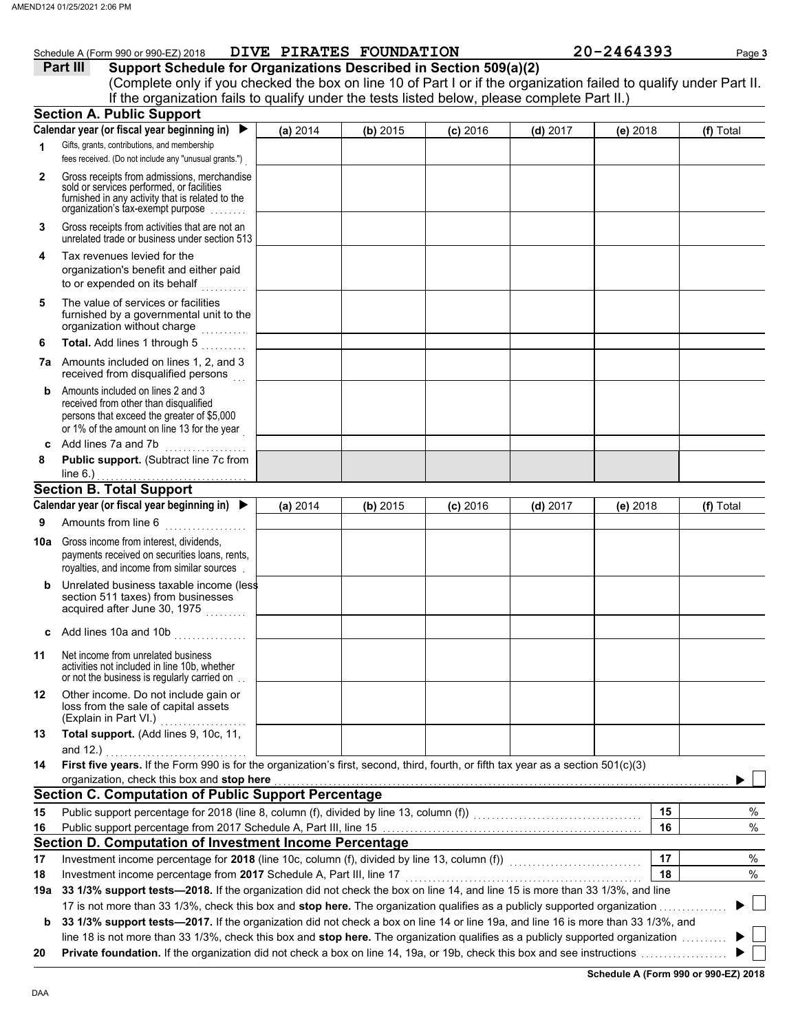Schedule A (Form 990 or 990-EZ) 2018 DIVE PIRATES FOUNDATION 20-2464393

## Part III Support Schedule for Organizations Described in Section 509(a)(2)

(Complete only if you checked the box on line 10 of Part I or if the organization failed to qualify under Part II. If the organization fails to qualify under the tests listed below, please complete Part II.)

### Section A. Public Support

| Calendar year (or fiscal year beginning in) ▶ | (a) 2014 | (b) 2015 | (c) 2016 | (d) 2017 | (e) 2018 | (f) Total |
|---|---|---|---|---|---|---|
| **1** Gifts, grants, contributions, and membership fees received. (Do not include any "unusual grants.") | | | | | | |
| **2** Gross receipts from admissions, merchandise sold or services performed, or facilities furnished in any activity that is related to the organization's tax-exempt purpose | | | | | | |
| **3** Gross receipts from activities that are not an unrelated trade or business under section 513 | | | | | | |
| **4** Tax revenues levied for the organization's benefit and either paid to or expended on its behalf | | | | | | |
| **5** The value of services or facilities furnished by a governmental unit to the organization without charge | | | | | | |
| **6** **Total.** Add lines 1 through 5 | | | | | | |
| **7a** Amounts included on lines 1, 2, and 3 received from disqualified persons | | | | | | |
| **b** Amounts included on lines 2 and 3 received from other than disqualified persons that exceed the greater of $5,000 or 1% of the amount on line 13 for the year | | | | | | |
| **c** Add lines 7a and 7b | | | | | | |
| **8** **Public support.** (Subtract line 7c from line 6.) | | | | | | |

### Section B. Total Support

| Calendar year (or fiscal year beginning in) ▶ | (a) 2014 | (b) 2015 | (c) 2016 | (d) 2017 | (e) 2018 | (f) Total |
|---|---|---|---|---|---|---|
| **9** Amounts from line 6 | | | | | | |
| **10a** Gross income from interest, dividends, payments received on securities loans, rents, royalties, and income from similar sources | | | | | | |
| **b** Unrelated business taxable income (less section 511 taxes) from businesses acquired after June 30, 1975 | | | | | | |
| **c** Add lines 10a and 10b | | | | | | |
| **11** Net income from unrelated business activities not included in line 10b, whether or not the business is regularly carried on | | | | | | |
| **12** Other income. Do not include gain or loss from the sale of capital assets (Explain in Part VI.) | | | | | | |
| **13** **Total support.** (Add lines 9, 10c, 11, and 12.) | | | | | | |

**14** **First five years.** If the Form 990 is for the organization's first, second, third, fourth, or fifth tax year as a section 501(c)(3) organization, check this box and **stop here** ▶ ☐

### Section C. Computation of Public Support Percentage

| | | | |
|---|---|---|---|
| **15** | Public support percentage for 2018 (line 8, column (f), divided by line 13, column (f)) | 15 | % |
| **16** | Public support percentage from 2017 Schedule A, Part III, line 15 | 16 | % |

### Section D. Computation of Investment Income Percentage

| | | | |
|---|---|---|---|
| **17** | Investment income percentage for **2018** (line 10c, column (f), divided by line 13, column (f)) | 17 | % |
| **18** | Investment income percentage from **2017** Schedule A, Part III, line 17 | 18 | % |

**19a** **33 1/3% support tests—2018.** If the organization did not check the box on line 14, and line 15 is more than 33 1/3%, and line 17 is not more than 33 1/3%, check this box and **stop here.** The organization qualifies as a publicly supported organization ▶ ☐

**b** **33 1/3% support tests—2017.** If the organization did not check a box on line 14 or line 19a, and line 16 is more than 33 1/3%, and line 18 is not more than 33 1/3%, check this box and **stop here.** The organization qualifies as a publicly supported organization ▶ ☐

**20** **Private foundation.** If the organization did not check a box on line 14, 19a, or 19b, check this box and see instructions ▶ ☐

**Schedule A (Form 990 or 990-EZ) 2018**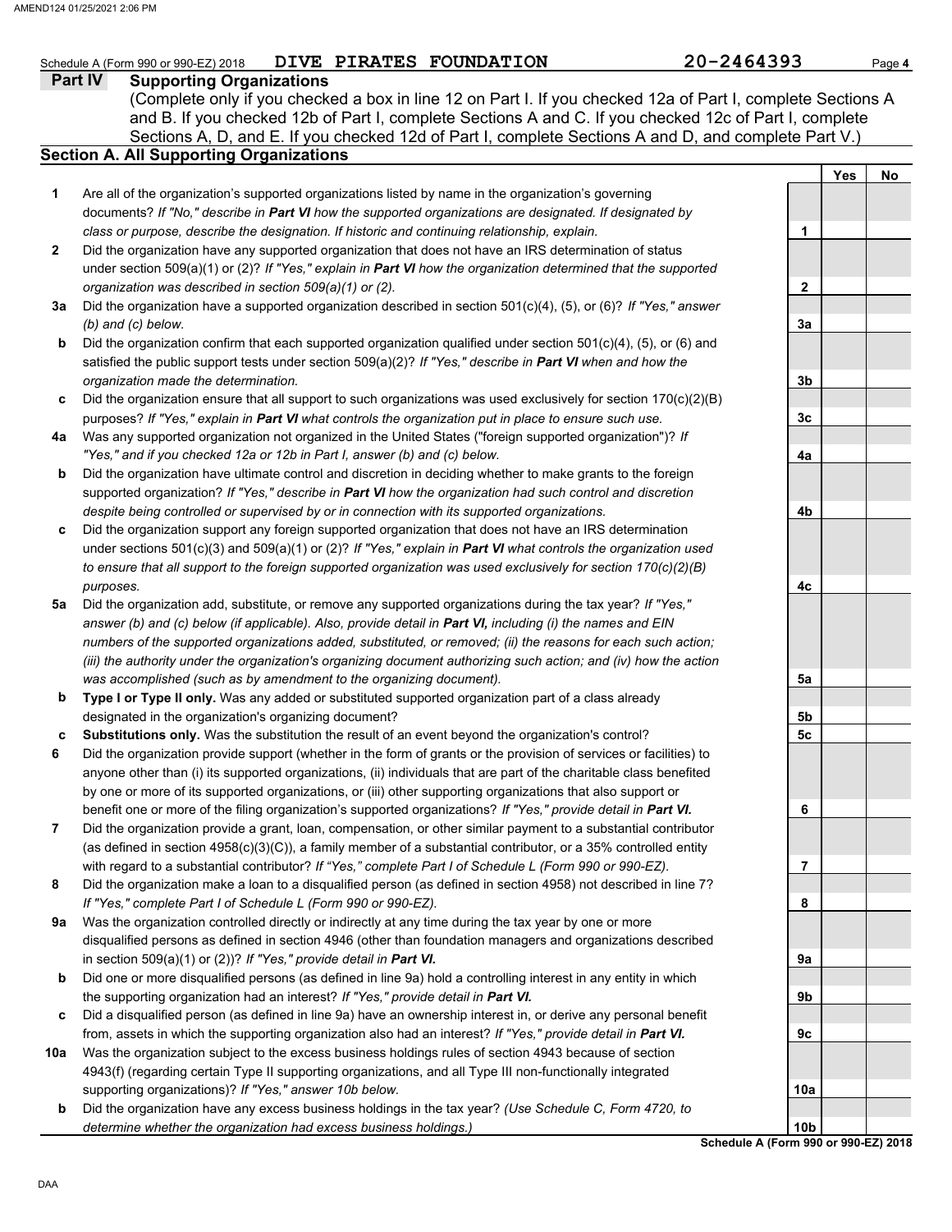Schedule A (Form 990 or 990-EZ) 2018 **DIVE PIRATES FOUNDATION** **20-2464393**

## Part IV Supporting Organizations

(Complete only if you checked a box in line 12 on Part I. If you checked 12a of Part I, complete Sections A and B. If you checked 12b of Part I, complete Sections A and C. If you checked 12c of Part I, complete Sections A, D, and E. If you checked 12d of Part I, complete Sections A and D, and complete Part V.)

### Section A. All Supporting Organizations

| | | | Yes | No |
|---|---|---|---|---|
| **1** | Are all of the organization's supported organizations listed by name in the organization's governing documents? *If "No," describe in **Part VI** how the supported organizations are designated. If designated by class or purpose, describe the designation. If historic and continuing relationship, explain.* | 1 | | |
| **2** | Did the organization have any supported organization that does not have an IRS determination of status under section 509(a)(1) or (2)? *If "Yes," explain in **Part VI** how the organization determined that the supported organization was described in section 509(a)(1) or (2).* | 2 | | |
| **3a** | Did the organization have a supported organization described in section 501(c)(4), (5), or (6)? *If "Yes," answer (b) and (c) below.* | 3a | | |
| **b** | Did the organization confirm that each supported organization qualified under section 501(c)(4), (5), or (6) and satisfied the public support tests under section 509(a)(2)? *If "Yes," describe in **Part VI** when and how the organization made the determination.* | 3b | | |
| **c** | Did the organization ensure that all support to such organizations was used exclusively for section 170(c)(2)(B) purposes? *If "Yes," explain in **Part VI** what controls the organization put in place to ensure such use.* | 3c | | |
| **4a** | Was any supported organization not organized in the United States ("foreign supported organization")? *If "Yes," and if you checked 12a or 12b in Part I, answer (b) and (c) below.* | 4a | | |
| **b** | Did the organization have ultimate control and discretion in deciding whether to make grants to the foreign supported organization? *If "Yes," describe in **Part VI** how the organization had such control and discretion despite being controlled or supervised by or in connection with its supported organizations.* | 4b | | |
| **c** | Did the organization support any foreign supported organization that does not have an IRS determination under sections 501(c)(3) and 509(a)(1) or (2)? *If "Yes," explain in **Part VI** what controls the organization used to ensure that all support to the foreign supported organization was used exclusively for section 170(c)(2)(B) purposes.* | 4c | | |
| **5a** | Did the organization add, substitute, or remove any supported organizations during the tax year? *If "Yes," answer (b) and (c) below (if applicable). Also, provide detail in **Part VI,** including (i) the names and EIN numbers of the supported organizations added, substituted, or removed; (ii) the reasons for each such action; (iii) the authority under the organization's organizing document authorizing such action; and (iv) how the action was accomplished (such as by amendment to the organizing document).* | 5a | | |
| **b** | **Type I or Type II only.** Was any added or substituted supported organization part of a class already designated in the organization's organizing document? | 5b | | |
| **c** | **Substitutions only.** Was the substitution the result of an event beyond the organization's control? | 5c | | |
| **6** | Did the organization provide support (whether in the form of grants or the provision of services or facilities) to anyone other than (i) its supported organizations, (ii) individuals that are part of the charitable class benefited by one or more of its supported organizations, or (iii) other supporting organizations that also support or benefit one or more of the filing organization's supported organizations? *If "Yes," provide detail in **Part VI.*** | 6 | | |
| **7** | Did the organization provide a grant, loan, compensation, or other similar payment to a substantial contributor (as defined in section 4958(c)(3)(C)), a family member of a substantial contributor, or a 35% controlled entity with regard to a substantial contributor? *If "Yes," complete Part I of Schedule L (Form 990 or 990-EZ).* | 7 | | |
| **8** | Did the organization make a loan to a disqualified person (as defined in section 4958) not described in line 7? *If "Yes," complete Part I of Schedule L (Form 990 or 990-EZ).* | 8 | | |
| **9a** | Was the organization controlled directly or indirectly at any time during the tax year by one or more disqualified persons as defined in section 4946 (other than foundation managers and organizations described in section 509(a)(1) or (2))? *If "Yes," provide detail in **Part VI.*** | 9a | | |
| **b** | Did one or more disqualified persons (as defined in line 9a) hold a controlling interest in any entity in which the supporting organization had an interest? *If "Yes," provide detail in **Part VI.*** | 9b | | |
| **c** | Did a disqualified person (as defined in line 9a) have an ownership interest in, or derive any personal benefit from, assets in which the supporting organization also had an interest? *If "Yes," provide detail in **Part VI.*** | 9c | | |
| **10a** | Was the organization subject to the excess business holdings rules of section 4943 because of section 4943(f) (regarding certain Type II supporting organizations, and all Type III non-functionally integrated supporting organizations)? *If "Yes," answer 10b below.* | 10a | | |
| **b** | Did the organization have any excess business holdings in the tax year? *(Use Schedule C, Form 4720, to determine whether the organization had excess business holdings.)* | 10b | | |

**Schedule A (Form 990 or 990-EZ) 2018**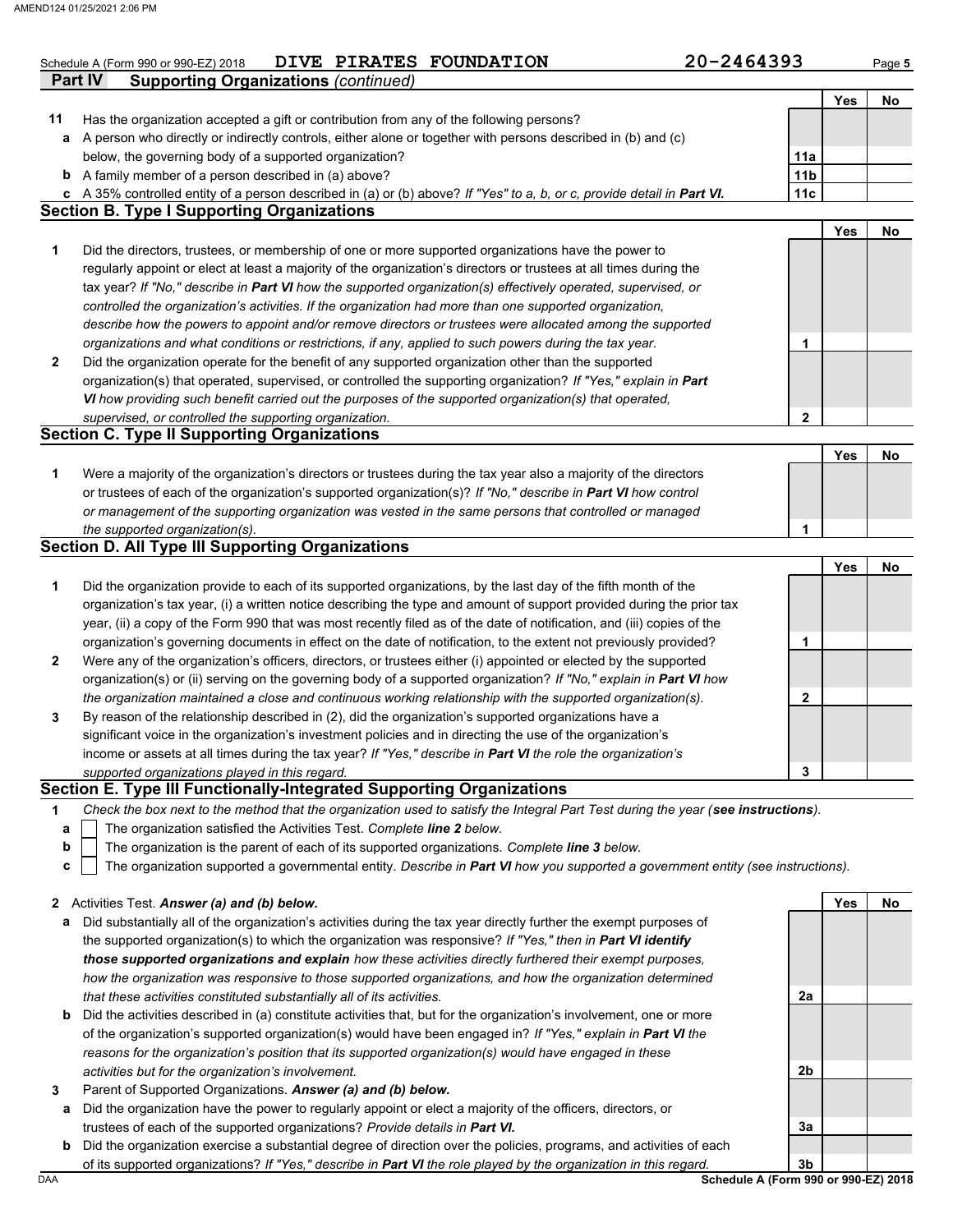Schedule A (Form 990 or 990-EZ) 2018 DIVE PIRATES FOUNDATION 20-2464393 Page **5**

**Part IV Supporting Organizations** *(continued)*

| | | | Yes | No |
|---|---|---|---|---|
| **11** | Has the organization accepted a gift or contribution from any of the following persons? | | | |
| **a** | A person who directly or indirectly controls, either alone or together with persons described in (b) and (c) below, the governing body of a supported organization? | **11a** | | |
| **b** | A family member of a person described in (a) above? | **11b** | | |
| **c** | A 35% controlled entity of a person described in (a) or (b) above? *If "Yes" to a, b, or c, provide detail in* ***Part VI.*** | **11c** | | |

## Section B. Type I Supporting Organizations

| | | | Yes | No |
|---|---|---|---|---|
| **1** | Did the directors, trustees, or membership of one or more supported organizations have the power to regularly appoint or elect at least a majority of the organization's directors or trustees at all times during the tax year? *If "No," describe in* ***Part VI*** *how the supported organization(s) effectively operated, supervised, or controlled the organization's activities. If the organization had more than one supported organization, describe how the powers to appoint and/or remove directors or trustees were allocated among the supported organizations and what conditions or restrictions, if any, applied to such powers during the tax year.* | **1** | | |
| **2** | Did the organization operate for the benefit of any supported organization other than the supported organization(s) that operated, supervised, or controlled the supporting organization? *If "Yes," explain in* ***Part VI*** *how providing such benefit carried out the purposes of the supported organization(s) that operated, supervised, or controlled the supporting organization.* | **2** | | |

## Section C. Type II Supporting Organizations

| | | | Yes | No |
|---|---|---|---|---|
| **1** | Were a majority of the organization's directors or trustees during the tax year also a majority of the directors or trustees of each of the organization's supported organization(s)? *If "No," describe in* ***Part VI*** *how control or management of the supporting organization was vested in the same persons that controlled or managed the supported organization(s).* | **1** | | |

## Section D. All Type III Supporting Organizations

| | | | Yes | No |
|---|---|---|---|---|
| **1** | Did the organization provide to each of its supported organizations, by the last day of the fifth month of the organization's tax year, (i) a written notice describing the type and amount of support provided during the prior tax year, (ii) a copy of the Form 990 that was most recently filed as of the date of notification, and (iii) copies of the organization's governing documents in effect on the date of notification, to the extent not previously provided? | **1** | | |
| **2** | Were any of the organization's officers, directors, or trustees either (i) appointed or elected by the supported organization(s) or (ii) serving on the governing body of a supported organization? *If "No," explain in* ***Part VI*** *how the organization maintained a close and continuous working relationship with the supported organization(s).* | **2** | | |
| **3** | By reason of the relationship described in (2), did the organization's supported organizations have a significant voice in the organization's investment policies and in directing the use of the organization's income or assets at all times during the tax year? *If "Yes," describe in* ***Part VI*** *the role the organization's supported organizations played in this regard.* | **3** | | |

## Section E. Type III Functionally-Integrated Supporting Organizations

**1** *Check the box next to the method that the organization used to satisfy the Integral Part Test during the year (**see instructions**).*

- **a** ☐ The organization satisfied the Activities Test. *Complete **line 2** below.*
- **b** ☐ The organization is the parent of each of its supported organizations. *Complete **line 3** below.*
- **c** ☐ The organization supported a governmental entity. *Describe in **Part VI** how you supported a government entity (see instructions).*

| | | | Yes | No |
|---|---|---|---|---|
| **2** | Activities Test. ***Answer (a) and (b) below.*** | | | |
| **a** | Did substantially all of the organization's activities during the tax year directly further the exempt purposes of the supported organization(s) to which the organization was responsive? *If "Yes," then in* ***Part VI identify those supported organizations and explain*** *how these activities directly furthered their exempt purposes, how the organization was responsive to those supported organizations, and how the organization determined that these activities constituted substantially all of its activities.* | **2a** | | |
| **b** | Did the activities described in (a) constitute activities that, but for the organization's involvement, one or more of the organization's supported organization(s) would have been engaged in? *If "Yes," explain in* ***Part VI*** *the reasons for the organization's position that its supported organization(s) would have engaged in these activities but for the organization's involvement.* | **2b** | | |
| **3** | Parent of Supported Organizations. ***Answer (a) and (b) below.*** | | | |
| **a** | Did the organization have the power to regularly appoint or elect a majority of the officers, directors, or trustees of each of the supported organizations? *Provide details in* ***Part VI.*** | **3a** | | |
| **b** | Did the organization exercise a substantial degree of direction over the policies, programs, and activities of each of its supported organizations? *If "Yes," describe in* ***Part VI*** *the role played by the organization in this regard.* | **3b** | | |

DAA **Schedule A (Form 990 or 990-EZ) 2018**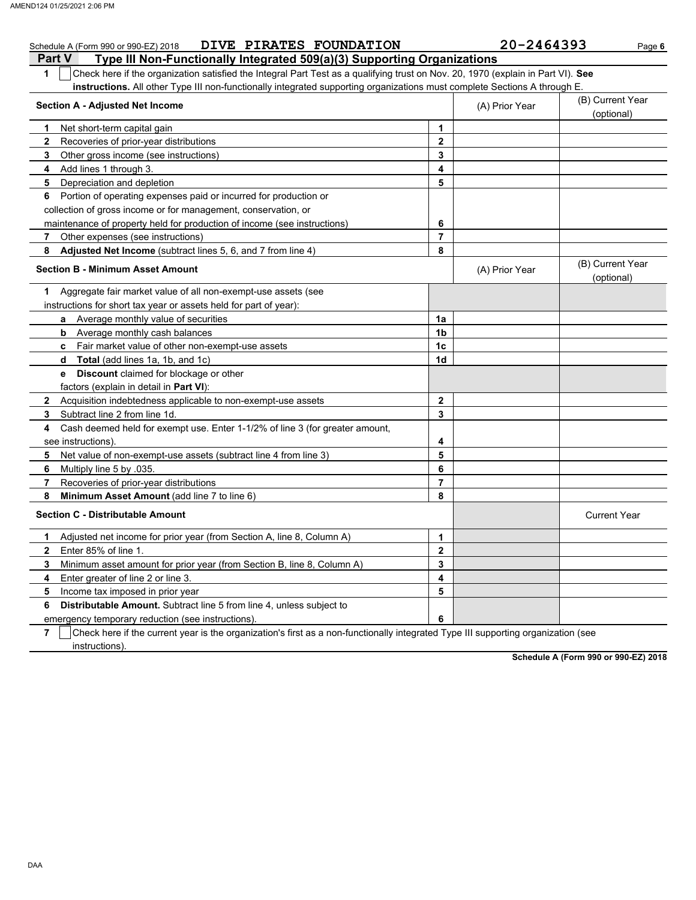Schedule A (Form 990 or 990-EZ) 2018 DIVE PIRATES FOUNDATION 20-2464393 Page 6

## Part V Type III Non-Functionally Integrated 509(a)(3) Supporting Organizations

1 ☐ Check here if the organization satisfied the Integral Part Test as a qualifying trust on Nov. 20, 1970 (explain in Part VI). **See instructions.** All other Type III non-functionally integrated supporting organizations must complete Sections A through E.

| Section A - Adjusted Net Income | | (A) Prior Year | (B) Current Year (optional) |
|---|---|---|---|
| 1 Net short-term capital gain | 1 | | |
| 2 Recoveries of prior-year distributions | 2 | | |
| 3 Other gross income (see instructions) | 3 | | |
| 4 Add lines 1 through 3. | 4 | | |
| 5 Depreciation and depletion | 5 | | |
| 6 Portion of operating expenses paid or incurred for production or collection of gross income or for management, conservation, or maintenance of property held for production of income (see instructions) | 6 | | |
| 7 Other expenses (see instructions) | 7 | | |
| 8 **Adjusted Net Income** (subtract lines 5, 6, and 7 from line 4) | 8 | | |

| Section B - Minimum Asset Amount | | (A) Prior Year | (B) Current Year (optional) |
|---|---|---|---|
| 1 Aggregate fair market value of all non-exempt-use assets (see instructions for short tax year or assets held for part of year): | | | |
| a Average monthly value of securities | 1a | | |
| b Average monthly cash balances | 1b | | |
| c Fair market value of other non-exempt-use assets | 1c | | |
| d **Total** (add lines 1a, 1b, and 1c) | 1d | | |
| e **Discount** claimed for blockage or other factors (explain in detail in **Part VI**): | | | |
| 2 Acquisition indebtedness applicable to non-exempt-use assets | 2 | | |
| 3 Subtract line 2 from line 1d. | 3 | | |
| 4 Cash deemed held for exempt use. Enter 1-1/2% of line 3 (for greater amount, see instructions). | 4 | | |
| 5 Net value of non-exempt-use assets (subtract line 4 from line 3) | 5 | | |
| 6 Multiply line 5 by .035. | 6 | | |
| 7 Recoveries of prior-year distributions | 7 | | |
| 8 **Minimum Asset Amount** (add line 7 to line 6) | 8 | | |

| Section C - Distributable Amount | | | Current Year |
|---|---|---|---|
| 1 Adjusted net income for prior year (from Section A, line 8, Column A) | 1 | | |
| 2 Enter 85% of line 1. | 2 | | |
| 3 Minimum asset amount for prior year (from Section B, line 8, Column A) | 3 | | |
| 4 Enter greater of line 2 or line 3. | 4 | | |
| 5 Income tax imposed in prior year | 5 | | |
| 6 **Distributable Amount.** Subtract line 5 from line 4, unless subject to emergency temporary reduction (see instructions). | 6 | | |

7 ☐ Check here if the current year is the organization's first as a non-functionally integrated Type III supporting organization (see instructions).

**Schedule A (Form 990 or 990-EZ) 2018**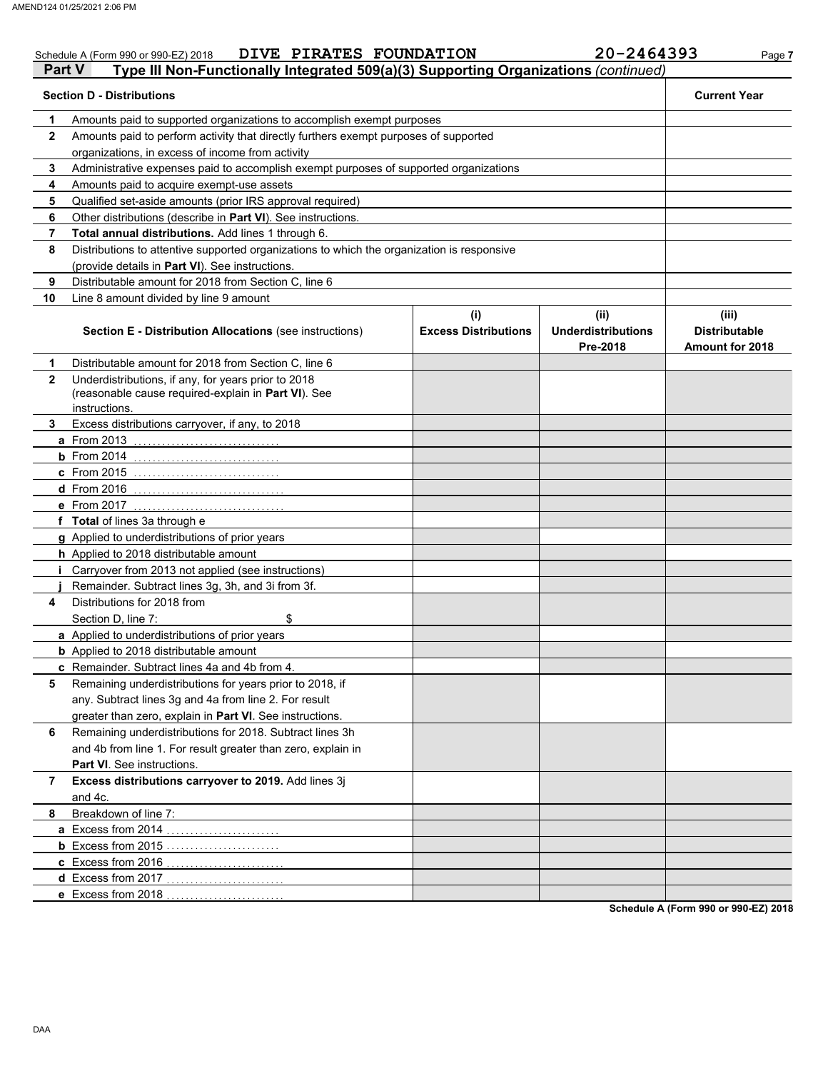Schedule A (Form 990 or 990-EZ) 2018 DIVE PIRATES FOUNDATION 20-2464393

## Part V Type III Non-Functionally Integrated 509(a)(3) Supporting Organizations *(continued)*

| Section D - Distributions | | Current Year |
|---|---|---|
| 1 | Amounts paid to supported organizations to accomplish exempt purposes | |
| 2 | Amounts paid to perform activity that directly furthers exempt purposes of supported organizations, in excess of income from activity | |
| 3 | Administrative expenses paid to accomplish exempt purposes of supported organizations | |
| 4 | Amounts paid to acquire exempt-use assets | |
| 5 | Qualified set-aside amounts (prior IRS approval required) | |
| 6 | Other distributions (describe in **Part VI**). See instructions. | |
| 7 | **Total annual distributions.** Add lines 1 through 6. | |
| 8 | Distributions to attentive supported organizations to which the organization is responsive (provide details in **Part VI**). See instructions. | |
| 9 | Distributable amount for 2018 from Section C, line 6 | |
| 10 | Line 8 amount divided by line 9 amount | |

| | Section E - Distribution Allocations (see instructions) | (i) Excess Distributions | (ii) Underdistributions Pre-2018 | (iii) Distributable Amount for 2018 |
|---|---|---|---|---|
| 1 | Distributable amount for 2018 from Section C, line 6 | | | |
| 2 | Underdistributions, if any, for years prior to 2018 (reasonable cause required-explain in **Part VI**). See instructions. | | | |
| 3 | Excess distributions carryover, if any, to 2018 | | | |
| a | From 2013 | | | |
| b | From 2014 | | | |
| c | From 2015 | | | |
| d | From 2016 | | | |
| e | From 2017 | | | |
| f | **Total** of lines 3a through e | | | |
| g | Applied to underdistributions of prior years | | | |
| h | Applied to 2018 distributable amount | | | |
| i | Carryover from 2013 not applied (see instructions) | | | |
| j | Remainder. Subtract lines 3g, 3h, and 3i from 3f. | | | |
| 4 | Distributions for 2018 from Section D, line 7: $ | | | |
| a | Applied to underdistributions of prior years | | | |
| b | Applied to 2018 distributable amount | | | |
| c | Remainder. Subtract lines 4a and 4b from 4. | | | |
| 5 | Remaining underdistributions for years prior to 2018, if any. Subtract lines 3g and 4a from line 2. For result greater than zero, explain in **Part VI**. See instructions. | | | |
| 6 | Remaining underdistributions for 2018. Subtract lines 3h and 4b from line 1. For result greater than zero, explain in **Part VI**. See instructions. | | | |
| 7 | **Excess distributions carryover to 2019.** Add lines 3j and 4c. | | | |
| 8 | Breakdown of line 7: | | | |
| a | Excess from 2014 | | | |
| b | Excess from 2015 | | | |
| c | Excess from 2016 | | | |
| d | Excess from 2017 | | | |
| e | Excess from 2018 | | | |

Schedule A (Form 990 or 990-EZ) 2018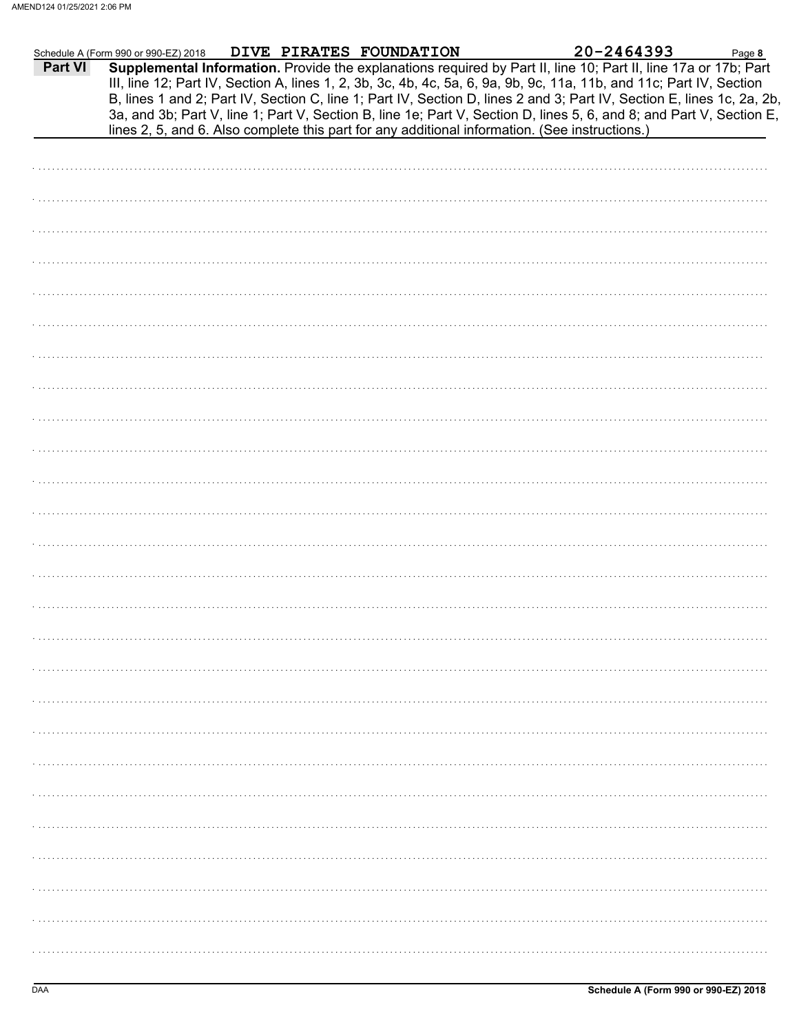Schedule A (Form 990 or 990-EZ) 2018 DIVE PIRATES FOUNDATION 20-2464393

**Part VI** **Supplemental Information.** Provide the explanations required by Part II, line 10; Part II, line 17a or 17b; Part III, line 12; Part IV, Section A, lines 1, 2, 3b, 3c, 4b, 4c, 5a, 6, 9a, 9b, 9c, 11a, 11b, and 11c; Part IV, Section B, lines 1 and 2; Part IV, Section C, line 1; Part IV, Section D, lines 2 and 3; Part IV, Section E, lines 1c, 2a, 2b, 3a, and 3b; Part V, line 1; Part V, Section B, line 1e; Part V, Section D, lines 5, 6, and 8; and Part V, Section E, lines 2, 5, and 6. Also complete this part for any additional information. (See instructions.)

DAA **Schedule A (Form 990 or 990-EZ) 2018**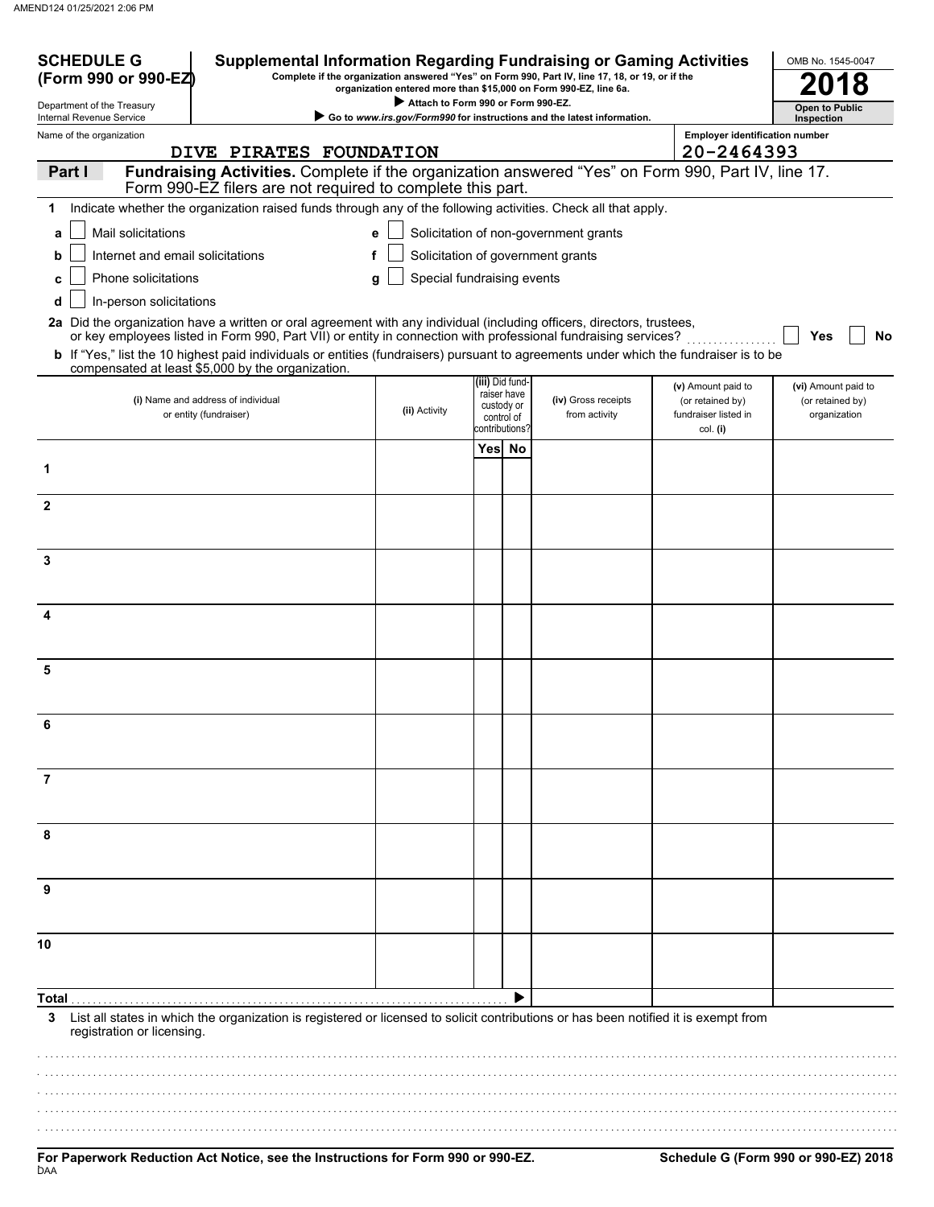**SCHEDULE G**
**(Form 990 or 990-EZ)**

Department of the Treasury
Internal Revenue Service

# Supplemental Information Regarding Fundraising or Gaming Activities

**Complete if the organization answered "Yes" on Form 990, Part IV, line 17, 18, or 19, or if the organization entered more than $15,000 on Form 990-EZ, line 6a.**

▶ **Attach to Form 990 or Form 990-EZ.**

▶ **Go to *www.irs.gov/Form990* for instructions and the latest information.**

OMB No. 1545-0047

**2018**

**Open to Public Inspection**

Name of the organization: DIVE PIRATES FOUNDATION

Employer identification number: 20-2464393

## Part I Fundraising Activities. Complete if the organization answered "Yes" on Form 990, Part IV, line 17. Form 990-EZ filers are not required to complete this part.

**1** Indicate whether the organization raised funds through any of the following activities. Check all that apply.

- **a** ☐ Mail solicitations
- **b** ☐ Internet and email solicitations
- **c** ☐ Phone solicitations
- **d** ☐ In-person solicitations
- **e** ☐ Solicitation of non-government grants
- **f** ☐ Solicitation of government grants
- **g** ☐ Special fundraising events

**2a** Did the organization have a written or oral agreement with any individual (including officers, directors, trustees, or key employees listed in Form 990, Part VII) or entity in connection with professional fundraising services? ☐ **Yes** ☐ **No**

**b** If "Yes," list the 10 highest paid individuals or entities (fundraisers) pursuant to agreements under which the fundraiser is to be compensated at least $5,000 by the organization.

| | (i) Name and address of individual or entity (fundraiser) | (ii) Activity | (iii) Did fundraiser have custody or control of contributions? Yes | No | (iv) Gross receipts from activity | (v) Amount paid to (or retained by) fundraiser listed in col. (i) | (vi) Amount paid to (or retained by) organization |
|---|---|---|---|---|---|---|---|
| 1 | | | | | | | |
| 2 | | | | | | | |
| 3 | | | | | | | |
| 4 | | | | | | | |
| 5 | | | | | | | |
| 6 | | | | | | | |
| 7 | | | | | | | |
| 8 | | | | | | | |
| 9 | | | | | | | |
| 10 | | | | | | | |
| **Total** | | | | ▶ | | | |

**3** List all states in which the organization is registered or licensed to solicit contributions or has been notified it is exempt from registration or licensing.

**For Paperwork Reduction Act Notice, see the Instructions for Form 990 or 990-EZ.**

**Schedule G (Form 990 or 990-EZ) 2018**

DAA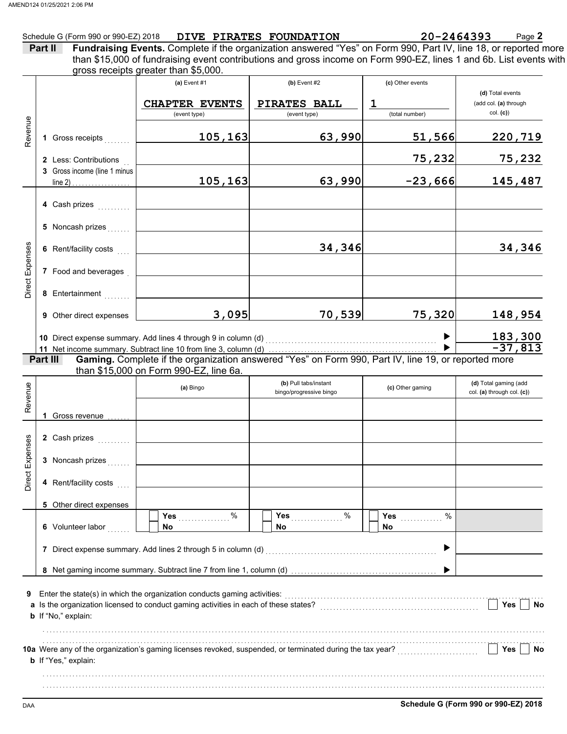Schedule G (Form 990 or 990-EZ) 2018 **DIVE PIRATES FOUNDATION** **20-2464393** Page **2**

## Part II Fundraising Events.

Complete if the organization answered "Yes" on Form 990, Part IV, line 18, or reported more than $15,000 of fundraising event contributions and gross income on Form 990-EZ, lines 1 and 6b. List events with gross receipts greater than $5,000.

| | | (a) Event #1 | (b) Event #2 | (c) Other events | (d) Total events (add col. (a) through col. (c)) |
|---|---|---|---|---|---|
| | | CHAPTER EVENTS (event type) | PIRATES BALL (event type) | 1 (total number) | |
| Revenue | 1 Gross receipts | 105,163 | 63,990 | 51,566 | 220,719 |
| | 2 Less: Contributions | | | 75,232 | 75,232 |
| | 3 Gross income (line 1 minus line 2) | 105,163 | 63,990 | -23,666 | 145,487 |
| Direct Expenses | 4 Cash prizes | | | | |
| | 5 Noncash prizes | | | | |
| | 6 Rent/facility costs | | 34,346 | | 34,346 |
| | 7 Food and beverages | | | | |
| | 8 Entertainment | | | | |
| | 9 Other direct expenses | 3,095 | 70,539 | 75,320 | 148,954 |

10 Direct expense summary. Add lines 4 through 9 in column (d) ▶ **183,300**

11 Net income summary. Subtract line 10 from line 3, column (d) ▶ **-37,813**

## Part III Gaming.

Complete if the organization answered "Yes" on Form 990, Part IV, line 19, or reported more than $15,000 on Form 990-EZ, line 6a.

| | | (a) Bingo | (b) Pull tabs/instant bingo/progressive bingo | (c) Other gaming | (d) Total gaming (add col. (a) through col. (c)) |
|---|---|---|---|---|---|
| Revenue | 1 Gross revenue | | | | |
| Direct Expenses | 2 Cash prizes | | | | |
| | 3 Noncash prizes | | | | |
| | 4 Rent/facility costs | | | | |
| | 5 Other direct expenses | | | | |
| | 6 Volunteer labor | ☐ Yes ____ % ☐ No | ☐ Yes ____ % ☐ No | ☐ Yes ____ % ☐ No | |

7 Direct expense summary. Add lines 2 through 5 in column (d) ▶

8 Net gaming income summary. Subtract line 7 from line 1, column (d) ▶

9 Enter the state(s) in which the organization conducts gaming activities:

a Is the organization licensed to conduct gaming activities in each of these states? ☐ Yes ☐ No

b If "No," explain:

10a Were any of the organization's gaming licenses revoked, suspended, or terminated during the tax year? ☐ Yes ☐ No

b If "Yes," explain:

Schedule G (Form 990 or 990-EZ) 2018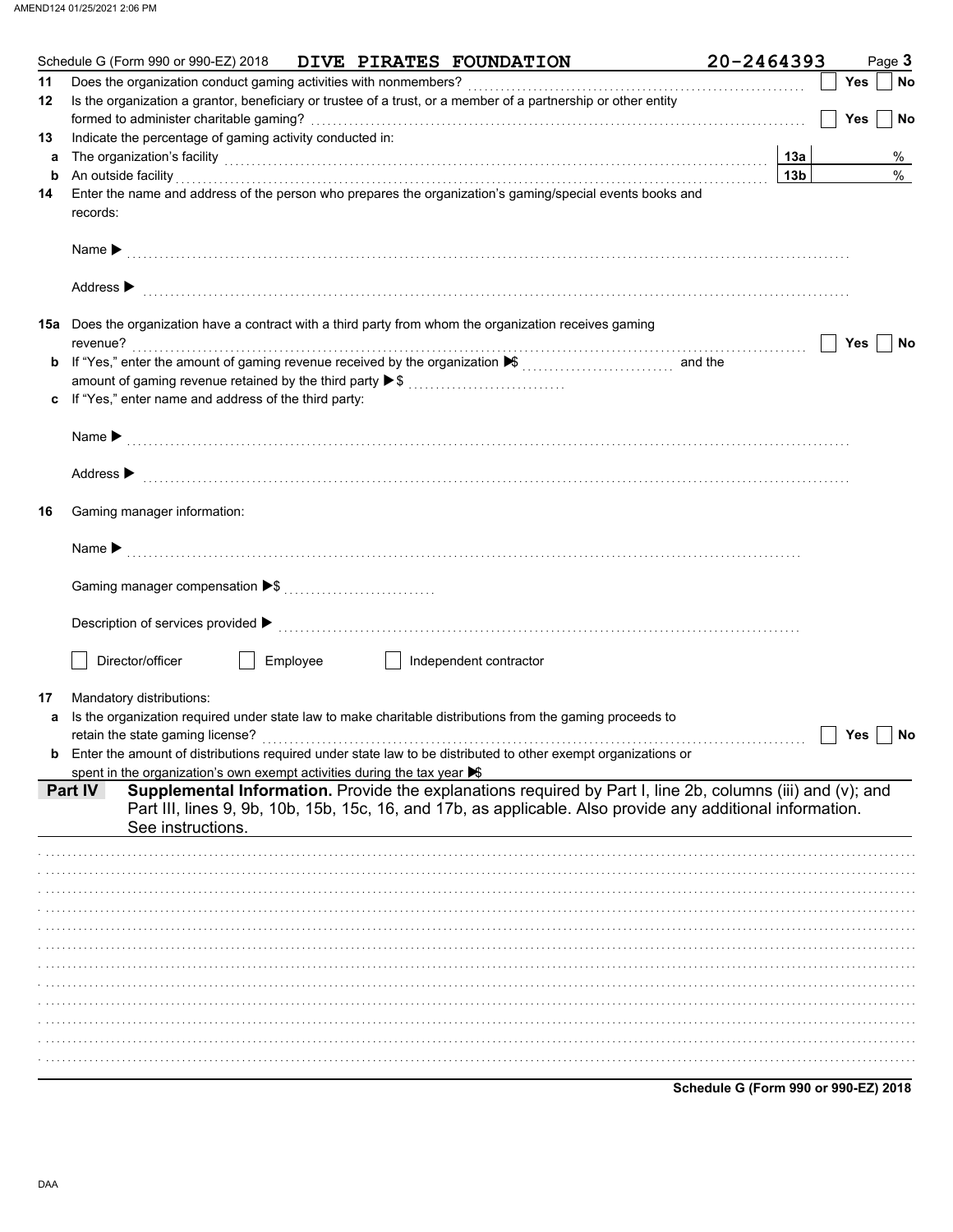Schedule G (Form 990 or 990-EZ) 2018 DIVE PIRATES FOUNDATION 20-2464393 Page **3**

**11** Does the organization conduct gaming activities with nonmembers? ☐ Yes ☐ No

**12** Is the organization a grantor, beneficiary or trustee of a trust, or a member of a partnership or other entity formed to administer charitable gaming? ☐ Yes ☐ No

**13** Indicate the percentage of gaming activity conducted in:

**a** The organization's facility **13a** %

**b** An outside facility **13b** %

**14** Enter the name and address of the person who prepares the organization's gaming/special events books and records:

Name ▶

Address ▶

**15a** Does the organization have a contract with a third party from whom the organization receives gaming revenue? ☐ Yes ☐ No

**b** If "Yes," enter the amount of gaming revenue received by the organization ▶$ and the amount of gaming revenue retained by the third party ▶$

**c** If "Yes," enter name and address of the third party:

Name ▶

Address ▶

**16** Gaming manager information:

Name ▶

Gaming manager compensation ▶$

Description of services provided ▶

☐ Director/officer ☐ Employee ☐ Independent contractor

**17** Mandatory distributions:

**a** Is the organization required under state law to make charitable distributions from the gaming proceeds to retain the state gaming license? ☐ Yes ☐ No

**b** Enter the amount of distributions required under state law to be distributed to other exempt organizations or spent in the organization's own exempt activities during the tax year ▶$

**Part IV** **Supplemental Information.** Provide the explanations required by Part I, line 2b, columns (iii) and (v); and Part III, lines 9, 9b, 10b, 15b, 15c, 16, and 17b, as applicable. Also provide any additional information. See instructions.

**Schedule G (Form 990 or 990-EZ) 2018**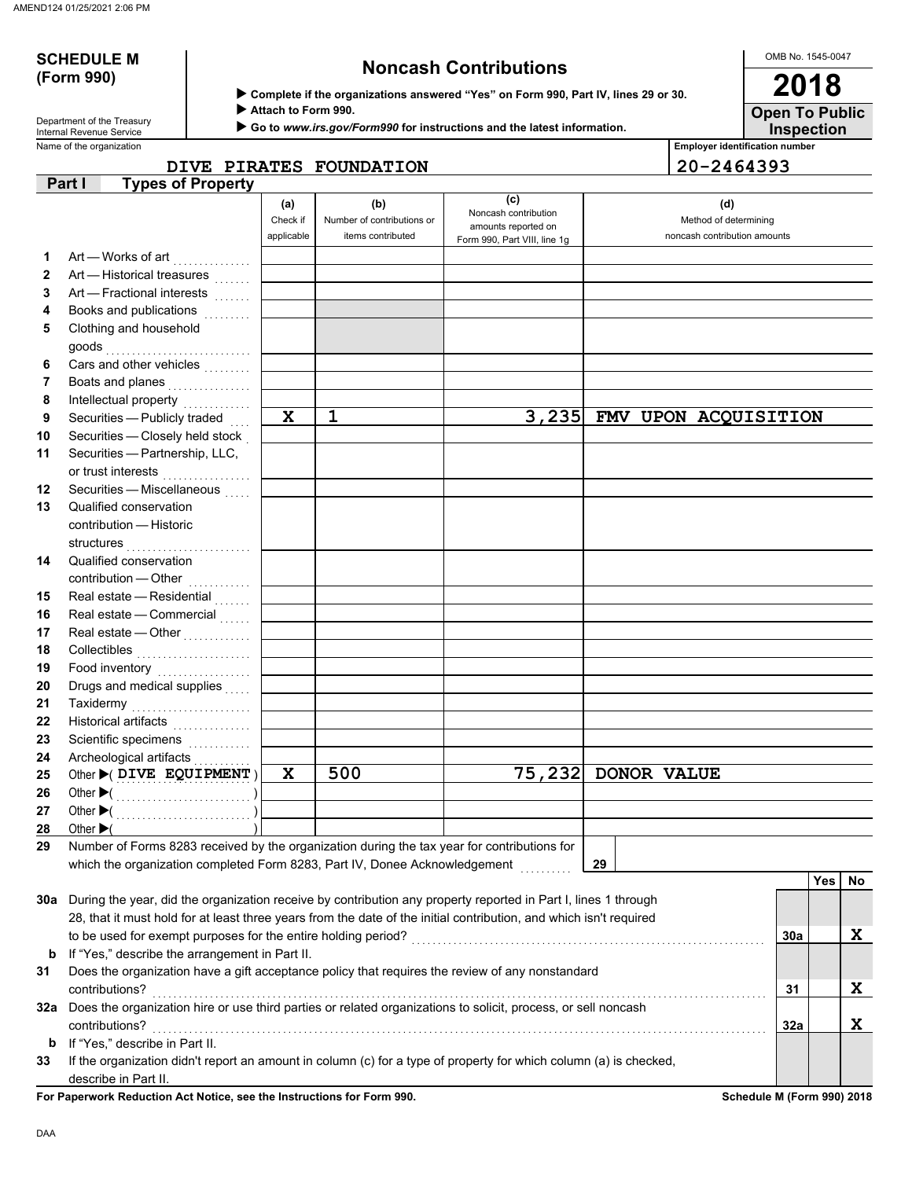AMEND124 01/25/2021 2:06 PM

**SCHEDULE M (Form 990)**

Department of the Treasury
Internal Revenue Service

# Noncash Contributions

▶ **Complete if the organizations answered "Yes" on Form 990, Part IV, lines 29 or 30.**
▶ **Attach to Form 990.**
▶ **Go to *www.irs.gov/Form990* for instructions and the latest information.**

OMB No. 1545-0047

**2018**

**Open To Public Inspection**

Name of the organization: DIVE PIRATES FOUNDATION

Employer identification number: 20-2464393

## Part I Types of Property

| | | (a) Check if applicable | (b) Number of contributions or items contributed | (c) Noncash contribution amounts reported on Form 990, Part VIII, line 1g | (d) Method of determining noncash contribution amounts |
|---|---|---|---|---|---|
| 1 | Art — Works of art | | | | |
| 2 | Art — Historical treasures | | | | |
| 3 | Art — Fractional interests | | | | |
| 4 | Books and publications | | | | |
| 5 | Clothing and household goods | | | | |
| 6 | Cars and other vehicles | | | | |
| 7 | Boats and planes | | | | |
| 8 | Intellectual property | | | | |
| 9 | Securities — Publicly traded | X | 1 | 3,235 | FMV UPON ACQUISITION |
| 10 | Securities — Closely held stock | | | | |
| 11 | Securities — Partnership, LLC, or trust interests | | | | |
| 12 | Securities — Miscellaneous | | | | |
| 13 | Qualified conservation contribution — Historic structures | | | | |
| 14 | Qualified conservation contribution — Other | | | | |
| 15 | Real estate — Residential | | | | |
| 16 | Real estate — Commercial | | | | |
| 17 | Real estate — Other | | | | |
| 18 | Collectibles | | | | |
| 19 | Food inventory | | | | |
| 20 | Drugs and medical supplies | | | | |
| 21 | Taxidermy | | | | |
| 22 | Historical artifacts | | | | |
| 23 | Scientific specimens | | | | |
| 24 | Archeological artifacts | | | | |
| 25 | Other ▶( DIVE EQUIPMENT ) | X | 500 | 75,232 | DONOR VALUE |
| 26 | Other ▶( ) | | | | |
| 27 | Other ▶( ) | | | | |
| 28 | Other ▶( ) | | | | |

**29** Number of Forms 8283 received by the organization during the tax year for contributions for which the organization completed Form 8283, Part IV, Donee Acknowledgement ..... **29**

| | | | Yes | No |
|---|---|---|---|---|
| **30a** | During the year, did the organization receive by contribution any property reported in Part I, lines 1 through 28, that it must hold for at least three years from the date of the initial contribution, and which isn't required to be used for exempt purposes for the entire holding period? | 30a | | X |
| **b** | If "Yes," describe the arrangement in Part II. | | | |
| **31** | Does the organization have a gift acceptance policy that requires the review of any nonstandard contributions? | 31 | | X |
| **32a** | Does the organization hire or use third parties or related organizations to solicit, process, or sell noncash contributions? | 32a | | X |
| **b** | If "Yes," describe in Part II. | | | |
| **33** | If the organization didn't report an amount in column (c) for a type of property for which column (a) is checked, describe in Part II. | | | |

**For Paperwork Reduction Act Notice, see the Instructions for Form 990.** **Schedule M (Form 990) 2018**

DAA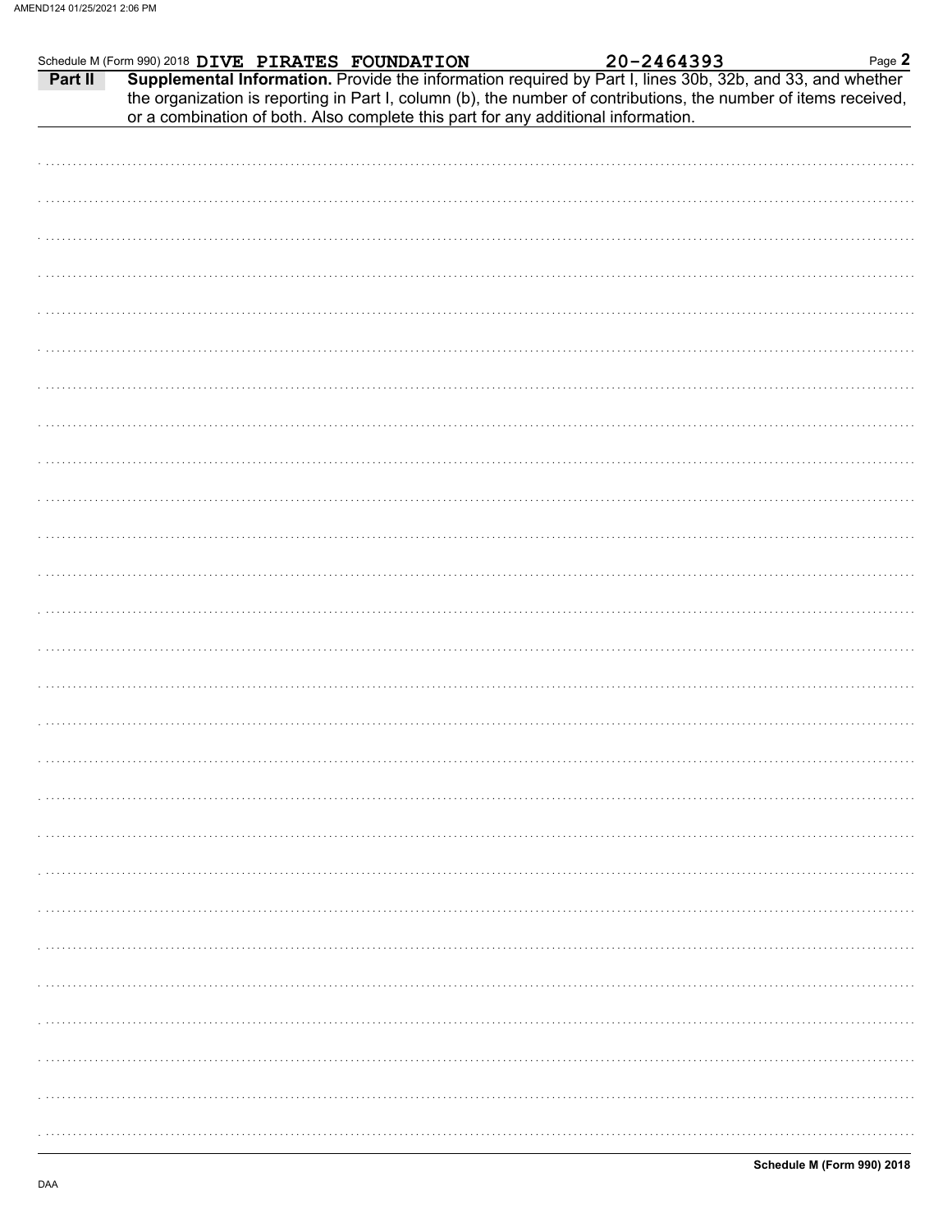Schedule M (Form 990) 2018 DIVE PIRATES FOUNDATION 20-2464393 Page 2

**Part II** **Supplemental Information.** Provide the information required by Part I, lines 30b, 32b, and 33, and whether the organization is reporting in Part I, column (b), the number of contributions, the number of items received, or a combination of both. Also complete this part for any additional information.

**Schedule M (Form 990) 2018**

DAA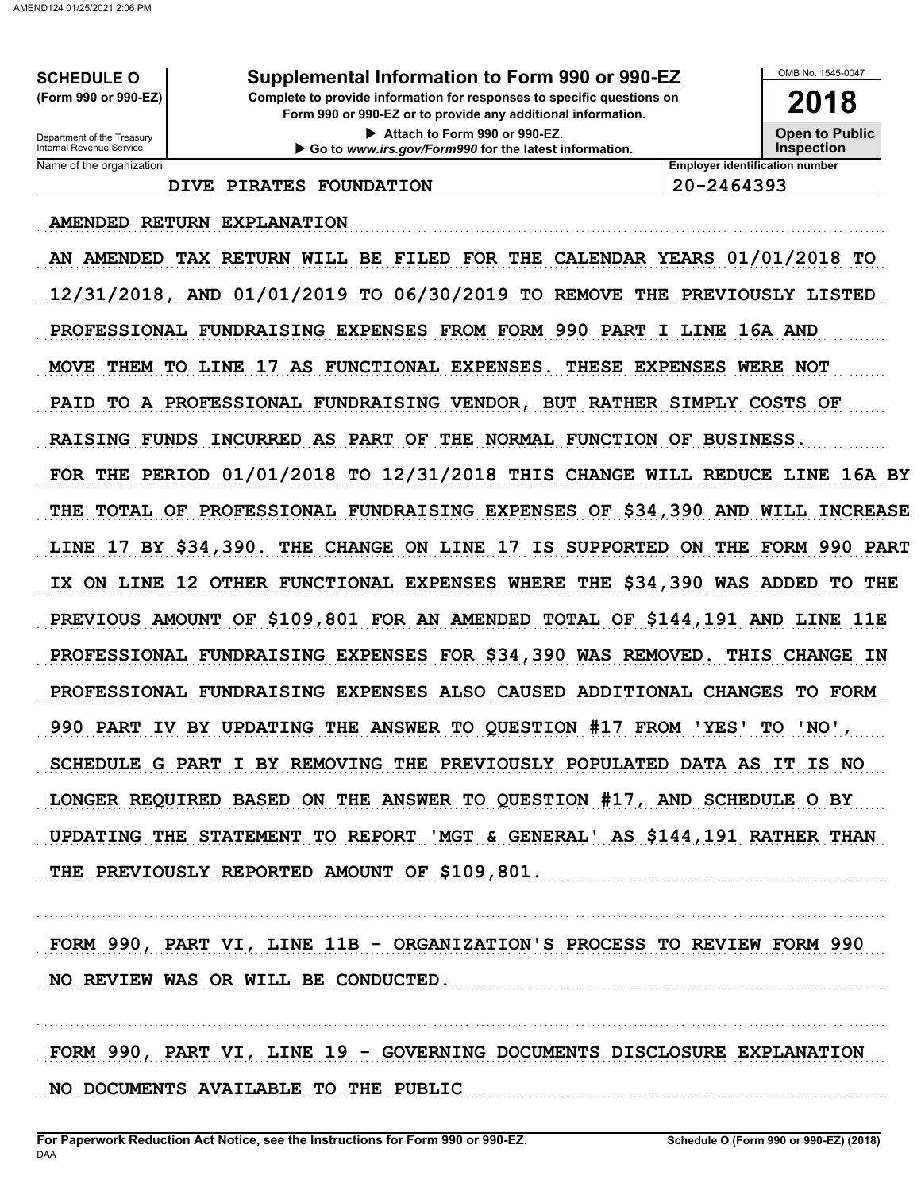**SCHEDULE O**
**(Form 990 or 990-EZ)**

Department of the Treasury
Internal Revenue Service

# Supplemental Information to Form 990 or 990-EZ

**Complete to provide information for responses to specific questions on Form 990 or 990-EZ or to provide any additional information.**

▶ Attach to Form 990 or 990-EZ.

▶ Go to *www.irs.gov/Form990* for the latest information.

OMB No. 1545-0047

**2018**

**Open to Public Inspection**

| Name of the organization | Employer identification number |
|---|---|
| DIVE PIRATES FOUNDATION | 20-2464393 |

AMENDED RETURN EXPLANATION

AN AMENDED TAX RETURN WILL BE FILED FOR THE CALENDAR YEARS 01/01/2018 TO 12/31/2018, AND 01/01/2019 TO 06/30/2019 TO REMOVE THE PREVIOUSLY LISTED PROFESSIONAL FUNDRAISING EXPENSES FROM FORM 990 PART I LINE 16A AND MOVE THEM TO LINE 17 AS FUNCTIONAL EXPENSES. THESE EXPENSES WERE NOT PAID TO A PROFESSIONAL FUNDRAISING VENDOR, BUT RATHER SIMPLY COSTS OF RAISING FUNDS INCURRED AS PART OF THE NORMAL FUNCTION OF BUSINESS. FOR THE PERIOD 01/01/2018 TO 12/31/2018 THIS CHANGE WILL REDUCE LINE 16A BY THE TOTAL OF PROFESSIONAL FUNDRAISING EXPENSES OF $34,390 AND WILL INCREASE LINE 17 BY $34,390. THE CHANGE ON LINE 17 IS SUPPORTED ON THE FORM 990 PART IX ON LINE 12 OTHER FUNCTIONAL EXPENSES WHERE THE $34,390 WAS ADDED TO THE PREVIOUS AMOUNT OF $109,801 FOR AN AMENDED TOTAL OF $144,191 AND LINE 11E PROFESSIONAL FUNDRAISING EXPENSES FOR $34,390 WAS REMOVED. THIS CHANGE IN PROFESSIONAL FUNDRAISING EXPENSES ALSO CAUSED ADDITIONAL CHANGES TO FORM 990 PART IV BY UPDATING THE ANSWER TO QUESTION #17 FROM 'YES' TO 'NO', SCHEDULE G PART I BY REMOVING THE PREVIOUSLY POPULATED DATA AS IT IS NO LONGER REQUIRED BASED ON THE ANSWER TO QUESTION #17, AND SCHEDULE O BY UPDATING THE STATEMENT TO REPORT 'MGT & GENERAL' AS $144,191 RATHER THAN THE PREVIOUSLY REPORTED AMOUNT OF $109,801.

FORM 990, PART VI, LINE 11B - ORGANIZATION'S PROCESS TO REVIEW FORM 990

NO REVIEW WAS OR WILL BE CONDUCTED.

FORM 990, PART VI, LINE 19 - GOVERNING DOCUMENTS DISCLOSURE EXPLANATION

NO DOCUMENTS AVAILABLE TO THE PUBLIC

**For Paperwork Reduction Act Notice, see the Instructions for Form 990 or 990-EZ.**
DAA
**Schedule O (Form 990 or 990-EZ) (2018)**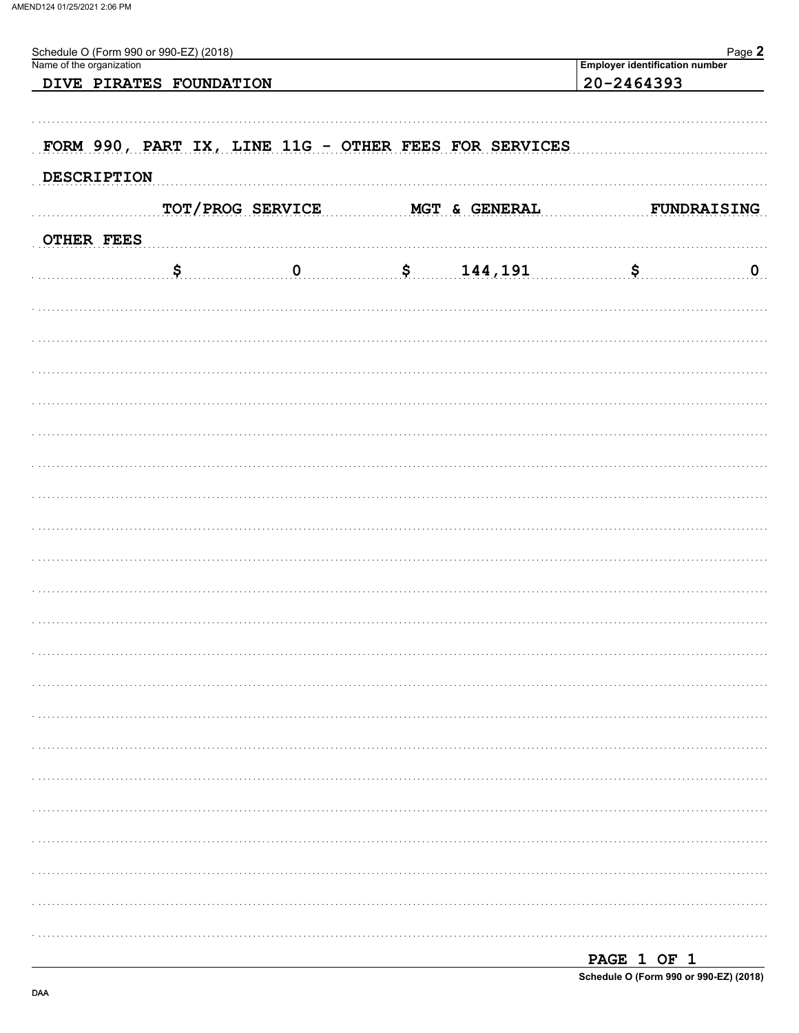Schedule O (Form 990 or 990-EZ) (2018) Page **2**

| Name of the organization | Employer identification number |
|---|---|
| DIVE PIRATES FOUNDATION | 20-2464393 |

FORM 990, PART IX, LINE 11G - OTHER FEES FOR SERVICES

| DESCRIPTION | TOT/PROG SERVICE | MGT & GENERAL | FUNDRAISING |
|---|---|---|---|
| OTHER FEES | $ 0 | $ 144,191 | $ 0 |

Schedule O (Form 990 or 990-EZ) (2018)